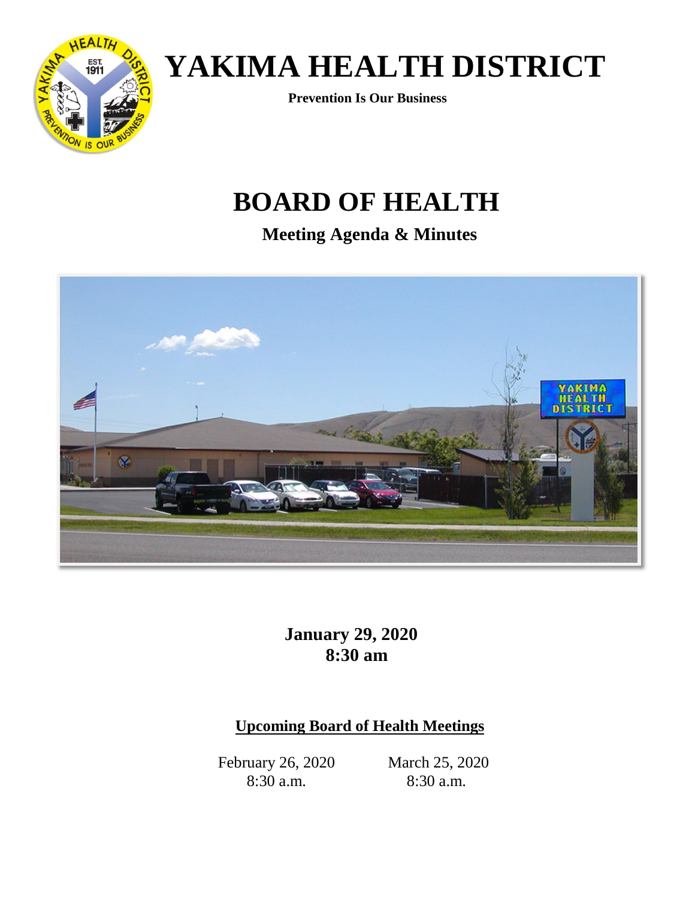# YAKIMA HEALTH DISTRICT

**Prevention Is Our Business**

# BOARD OF HEALTH

## Meeting Agenda & Minutes

**January 29, 2020**
**8:30 am**

**Upcoming Board of Health Meetings**

February 26, 2020
8:30 a.m.

March 25, 2020
8:30 a.m.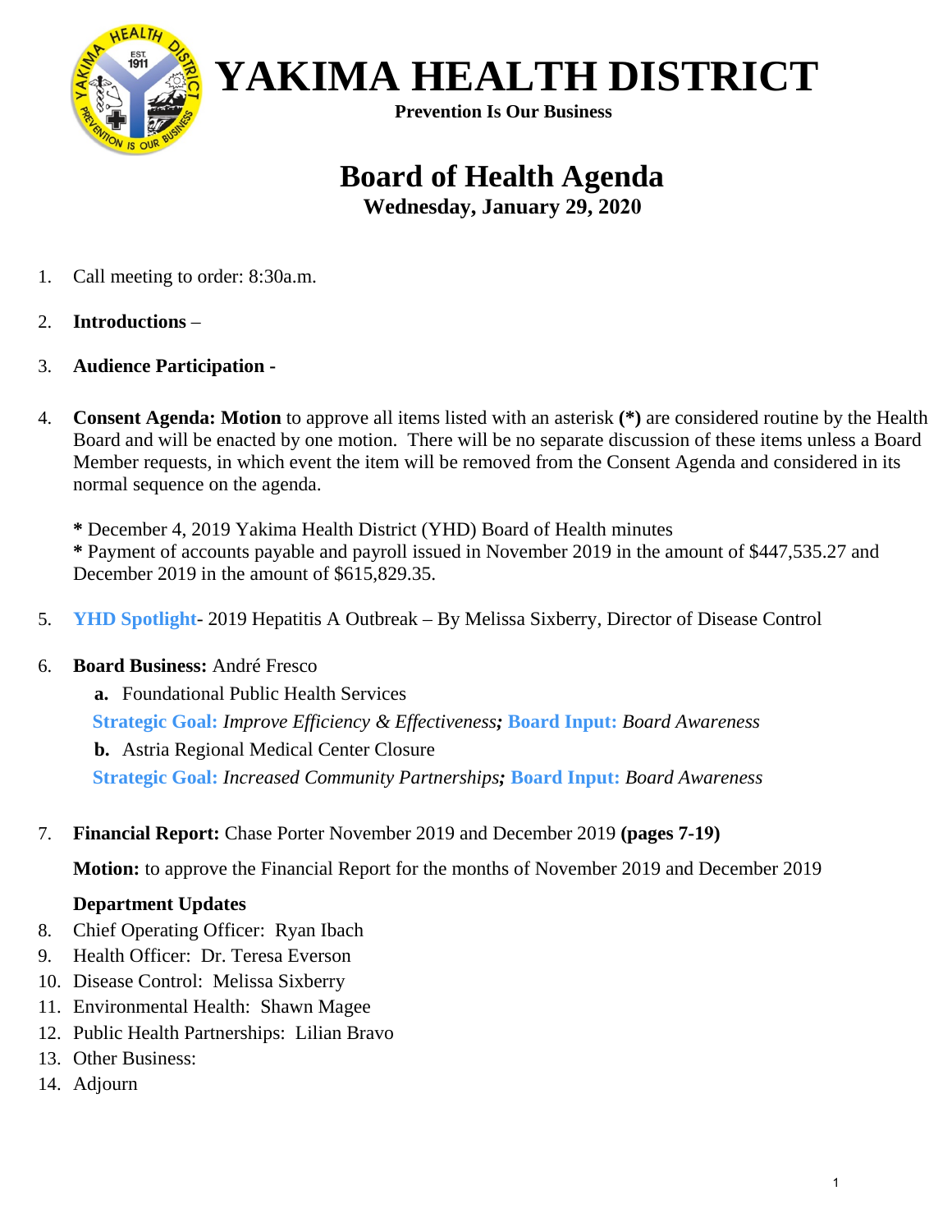# YAKIMA HEALTH DISTRICT

**Prevention Is Our Business**

## Board of Health Agenda

**Wednesday, January 29, 2020**

1. Call meeting to order: 8:30a.m.

2. **Introductions** –

3. **Audience Participation** -

4. **Consent Agenda: Motion** to approve all items listed with an asterisk **(*)** are considered routine by the Health Board and will be enacted by one motion. There will be no separate discussion of these items unless a Board Member requests, in which event the item will be removed the Consent Agenda and considered in its normal sequence on the agenda.

   **\*** December 4, 2019 Yakima Health District (YHD) Board of Health minutes
   **\*** Payment of accounts payable and payroll issued in November 2019 in the amount of $447,535.27 and December 2019 in the amount of $615,829.35.

5. **YHD Spotlight**- 2019 Hepatitis A Outbreak – By Melissa Sixberry, Director of Disease Control

6. **Board Business:** André Fresco
   - **a.** Foundational Public Health Services

     **Strategic Goal:** *Improve Efficiency & Effectiveness;* **Board Input:** *Board Awareness*
   - **b.** Astria Regional Medical Center Closure

     **Strategic Goal:** *Increased Community Partnerships;* **Board Input:** *Board Awareness*

7. **Financial Report:** Chase Porter November 2019 and December 2019 **(pages 7-19)**

   **Motion:** to approve the Financial Report for the months of November 2019 and December 2019

   **Department Updates**

8. Chief Operating Officer: Ryan Ibach
9. Health Officer: Dr. Teresa Everson
10. Disease Control: Melissa Sixberry
11. Environmental Health: Shawn Magee
12. Public Health Partnerships: Lilian Bravo
13. Other Business:
14. Adjourn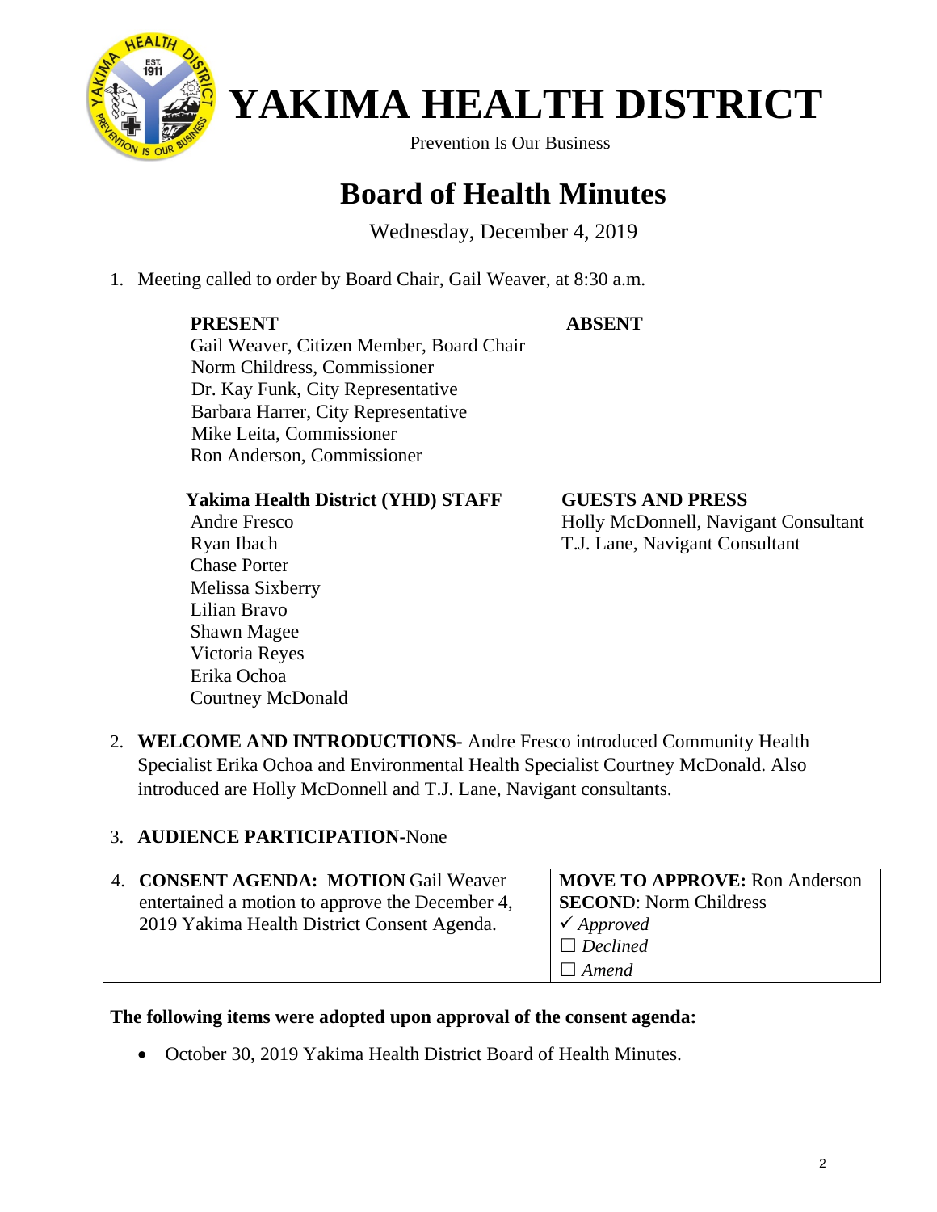# YAKIMA HEALTH DISTRICT

Prevention Is Our Business

## Board of Health Minutes

Wednesday, December 4, 2019

1. Meeting called to order by Board Chair, Gail Weaver, at 8:30 a.m.

**PRESENT**

Gail Weaver, Citizen Member, Board Chair
Norm Childress, Commissioner
Dr. Kay Funk, City Representative
Barbara Harrer, City Representative
Mike Leita, Commissioner
Ron Anderson, Commissioner

**ABSENT**

**Yakima Health District (YHD) STAFF**

Andre Fresco
Ryan Ibach
Chase Porter
Melissa Sixberry
Lilian Bravo
Shawn Magee
Victoria Reyes
Erika Ochoa
Courtney McDonald

**GUESTS AND PRESS**

Holly McDonnell, Navigant Consultant
T.J. Lane, Navigant Consultant

2. **WELCOME AND INTRODUCTIONS-** Andre Fresco introduced Community Health Specialist Erika Ochoa and Environmental Health Specialist Courtney McDonald. Also introduced are Holly McDonnell and T.J. Lane, Navigant consultants.

3. **AUDIENCE PARTICIPATION-**None

| | |
|---|---|
| 4. **CONSENT AGENDA: MOTION** Gail Weaver entertained a motion to approve the December 4, 2019 Yakima Health District Consent Agenda. | **MOVE TO APPROVE:** Ron Anderson<br>**SECOND**: Norm Childress<br>✓ *Approved*<br>☐ *Declined*<br>☐ *Amend* |

**The following items were adopted upon approval of the consent agenda:**

- October 30, 2019 Yakima Health District Board of Health Minutes.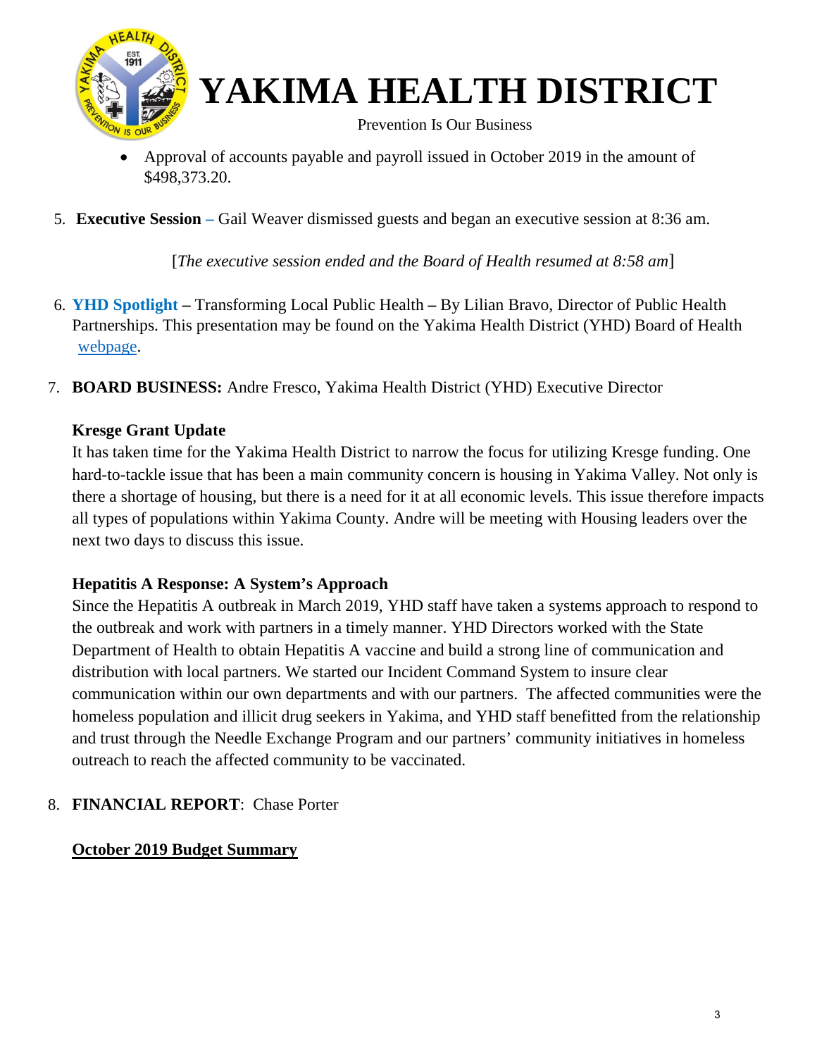- Approval of accounts payable and payroll issued in October 2019 in the amount of $498,373.20.

5. **Executive Session –** Gail Weaver dismissed guests and began an executive session at 8:36 am.

   [*The executive session ended and the Board of Health resumed at 8:58 am*]

6. **YHD Spotlight –** Transforming Local Public Health **–** By Lilian Bravo, Director of Public Health Partnerships. This presentation may be found on the Yakima Health District (YHD) Board of Health webpage.

7. **BOARD BUSINESS:** Andre Fresco, Yakima Health District (YHD) Executive Director

   **Kresge Grant Update**

   It has taken time for the Yakima Health District to narrow the focus for utilizing Kresge funding. One hard-to-tackle issue that has been a main community concern is housing in Yakima Valley. Not only is there a shortage of housing, but there is a need for it at all economic levels. This issue therefore impacts all types of populations within Yakima County. Andre will be meeting with Housing leaders over the next two days to discuss this issue.

   **Hepatitis A Response: A System's Approach**

   Since the Hepatitis A outbreak in March 2019, YHD staff have taken a systems approach to respond to the outbreak and work with partners in a timely manner. YHD Directors worked with the State Department of Health to obtain Hepatitis A vaccine and build a strong line of communication and distribution with local partners. We started our Incident Command System to insure clear communication within our own departments and with our partners. The affected communities were the homeless population and illicit drug seekers in Yakima, and YHD staff benefitted from the relationship and trust through the Needle Exchange Program and our partners' community initiatives in homeless outreach to reach the affected community to be vaccinated.

8. **FINANCIAL REPORT**: Chase Porter

   **October 2019 Budget Summary**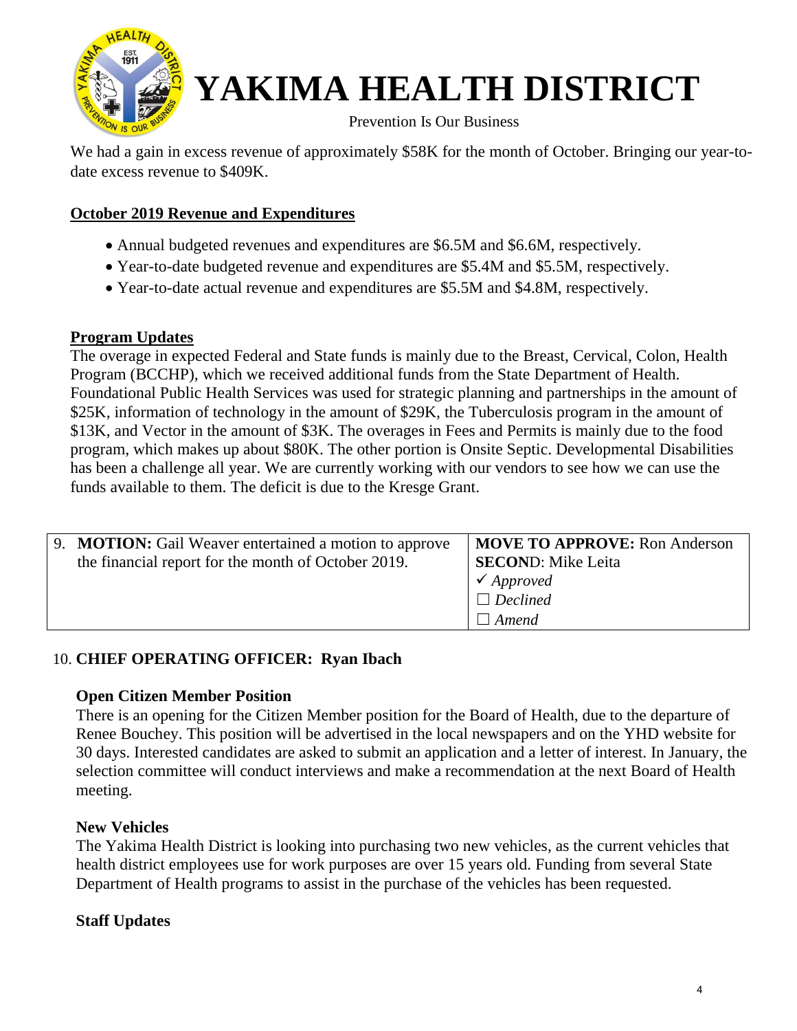We had a gain in excess revenue of approximately $58K for the month of October. Bringing our year-to-date excess revenue to $409K.

**October 2019 Revenue and Expenditures**

- Annual budgeted revenues and expenditures are $6.5M and $6.6M, respectively.
- Year-to-date budgeted revenue and expenditures are $5.4M and $5.5M, respectively.
- Year-to-date actual revenue and expenditures are $5.5M and $4.8M, respectively.

**Program Updates**

The overage in expected Federal and State funds is mainly due to the Breast, Cervical, Colon, Health Program (BCCHP), which we received additional funds from the State Department of Health. Foundational Public Health Services was used for strategic planning and partnerships in the amount of $25K, information of technology in the amount of $29K, the Tuberculosis program in the amount of $13K, and Vector in the amount of $3K. The overages in Fees and Permits is mainly due to the food program, which makes up about $80K. The other portion is Onsite Septic. Developmental Disabilities has been a challenge all year. We are currently working with our vendors to see how we can use the funds available to them. The deficit is due to the Kresge Grant.

| 9. **MOTION:** Gail Weaver entertained a motion to approve the financial report for the month of October 2019. | **MOVE TO APPROVE:** Ron Anderson<br>**SECOND**: Mike Leita<br>✓ *Approved*<br>☐ *Declined*<br>☐ *Amend* |
|---|---|

10. **CHIEF OPERATING OFFICER: Ryan Ibach**

**Open Citizen Member Position**

There is an opening for the Citizen Member position for the Board of Health, due to the departure of Renee Bouchey. This position will be advertised in the local newspapers and on the YHD website for 30 days. Interested candidates are asked to submit an application and a letter of interest. In January, the selection committee will conduct interviews and make a recommendation at the next Board of Health meeting.

**New Vehicles**

The Yakima Health District is looking into purchasing two new vehicles, as the current vehicles that health district employees use for work purposes are over 15 years old. Funding from several State Department of Health programs to assist in the purchase of the vehicles has been requested.

**Staff Updates**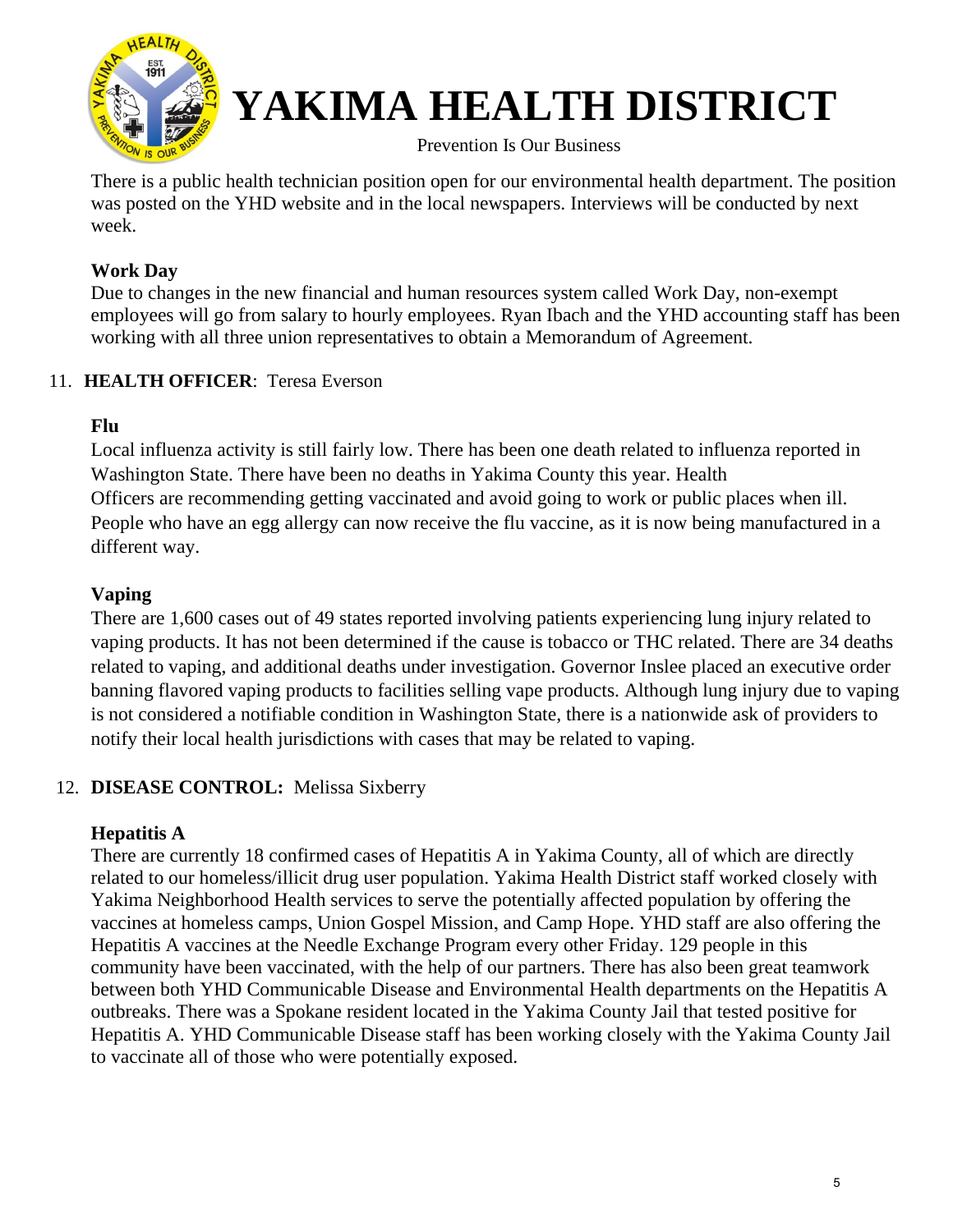There is a public health technician position open for our environmental health department. The position was posted on the YHD website and in the local newspapers. Interviews will be conducted by next week.

**Work Day**

Due to changes in the new financial and human resources system called Work Day, non-exempt employees will go from salary to hourly employees. Ryan Ibach and the YHD accounting staff has been working with all three union representatives to obtain a Memorandum of Agreement.

11. **HEALTH OFFICER**: Teresa Everson

**Flu**

Local influenza activity is still fairly low. There has been one death related to influenza reported in Washington State. There have been no deaths in Yakima County this year. Health Officers are recommending getting vaccinated and avoid going to work or public places when ill. People who have an egg allergy can now receive the flu vaccine, as it is now being manufactured in a different way.

**Vaping**

There are 1,600 cases out of 49 states reported involving patients experiencing lung injury related to vaping products. It has not been determined if the cause is tobacco or THC related. There are 34 deaths related to vaping, and additional deaths under investigation. Governor Inslee placed an executive order banning flavored vaping products to facilities selling vape products. Although lung injury due to vaping is not considered a notifiable condition in Washington State, there is a nationwide ask of providers to notify their local health jurisdictions with cases that may be related to vaping.

12. **DISEASE CONTROL:** Melissa Sixberry

**Hepatitis A**

There are currently 18 confirmed cases of Hepatitis A in Yakima County, all of which are directly related to our homeless/illicit drug user population. Yakima Health District staff worked closely with Yakima Neighborhood Health services to serve the potentially affected population by offering the vaccines at homeless camps, Union Gospel Mission, and Camp Hope. YHD staff are also offering the Hepatitis A vaccines at the Needle Exchange Program every other Friday. 129 people in this community have been vaccinated, with the help of our partners. There has also been great teamwork between both YHD Communicable Disease and Environmental Health departments on the Hepatitis A outbreaks. There was a Spokane resident located in the Yakima County Jail that tested positive for Hepatitis A. YHD Communicable Disease staff has been working closely with the Yakima County Jail to vaccinate all of those who were potentially exposed.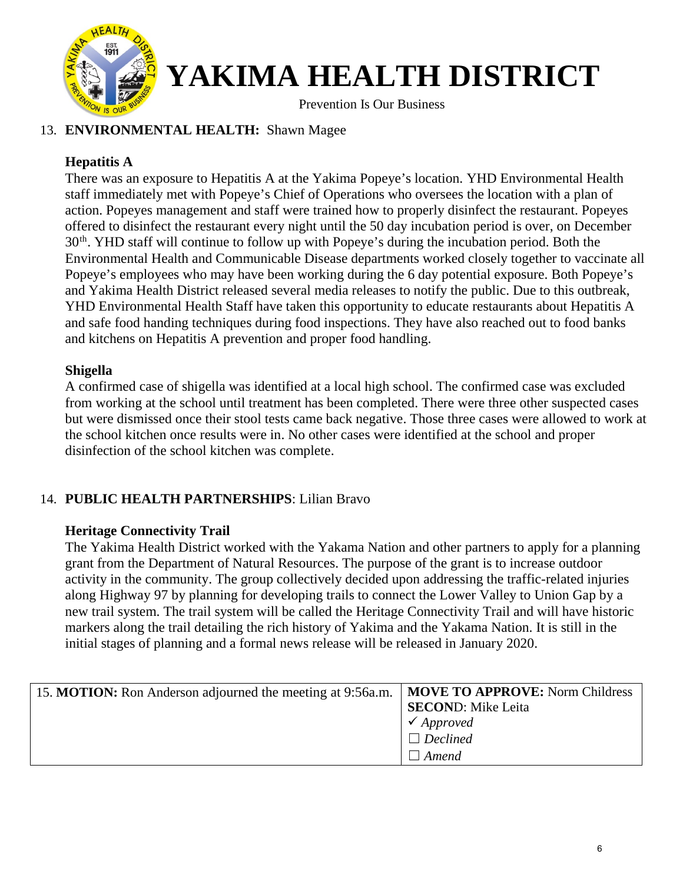# YAKIMA HEALTH DISTRICT

Prevention Is Our Business

13. **ENVIRONMENTAL HEALTH:** Shawn Magee

**Hepatitis A**

There was an exposure to Hepatitis A at the Yakima Popeye's location. YHD Environmental Health staff immediately met with Popeye's Chief of Operations who oversees the location with a plan of action. Popeyes management and staff were trained how to properly disinfect the restaurant. Popeyes offered to disinfect the restaurant every night until the 50 day incubation period is over, on December 30th. YHD staff will continue to follow up with Popeye's during the incubation period. Both the Environmental Health and Communicable Disease departments worked closely together to vaccinate all Popeye's employees who may have been working during the 6 day potential exposure. Both Popeye's and Yakima Health District released several media releases to notify the public. Due to this outbreak, YHD Environmental Health Staff have taken this opportunity to educate restaurants about Hepatitis A and safe food handing techniques during food inspections. They have also reached out to food banks and kitchens on Hepatitis A prevention and proper food handling.

**Shigella**

A confirmed case of shigella was identified at a local high school. The confirmed case was excluded from working at the school until treatment has been completed. There were three other suspected cases but were dismissed once their stool tests came back negative. Those three cases were allowed to work at the school kitchen once results were in. No other cases were identified at the school and proper disinfection of the school kitchen was complete.

14. **PUBLIC HEALTH PARTNERSHIPS**: Lilian Bravo

**Heritage Connectivity Trail**

The Yakima Health District worked with the Yakama Nation and other partners to apply for a planning grant from the Department of Natural Resources. The purpose of the grant is to increase outdoor activity in the community. The group collectively decided upon addressing the traffic-related injuries along Highway 97 by planning for developing trails to connect the Lower Valley to Union Gap by a new trail system. The trail system will be called the Heritage Connectivity Trail and will have historic markers along the trail detailing the rich history of Yakima and the Yakama Nation. It is still in the initial stages of planning and a formal news release will be released in January 2020.

| 15. **MOTION:** Ron Anderson adjourned the meeting at 9:56a.m. | **MOVE TO APPROVE:** Norm Childress<br>**SECOND**: Mike Leita<br>✓ *Approved*<br>☐ *Declined*<br>☐ *Amend* |
|---|---|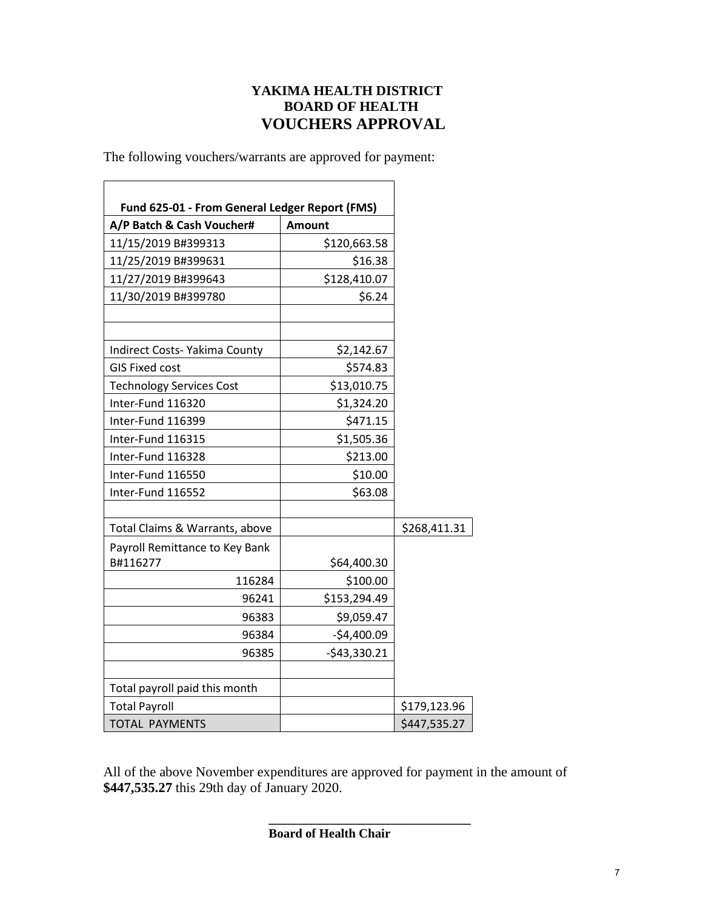**YAKIMA HEALTH DISTRICT**
**BOARD OF HEALTH**

# VOUCHERS APPROVAL

The following vouchers/warrants are approved for payment:

| Fund 625-01 - From General Ledger Report (FMS) | | |
|---|---|---|
| **A/P Batch & Cash Voucher#** | **Amount** | |
| 11/15/2019 B#399313 | $120,663.58 | |
| 11/25/2019 B#399631 | $16.38 | |
| 11/27/2019 B#399643 | $128,410.07 | |
| 11/30/2019 B#399780 | $6.24 | |
| | | |
| | | |
| Indirect Costs- Yakima County | $2,142.67 | |
| GIS Fixed cost | $574.83 | |
| Technology Services Cost | $13,010.75 | |
| Inter-Fund 116320 | $1,324.20 | |
| Inter-Fund 116399 | $471.15 | |
| Inter-Fund 116315 | $1,505.36 | |
| Inter-Fund 116328 | $213.00 | |
| Inter-Fund 116550 | $10.00 | |
| Inter-Fund 116552 | $63.08 | |
| | | |
| Total Claims & Warrants, above | | $268,411.31 |
| Payroll Remittance to Key Bank B#116277 | $64,400.30 | |
| 116284 | $100.00 | |
| 96241 | $153,294.49 | |
| 96383 | $9,059.47 | |
| 96384 | -$4,400.09 | |
| 96385 | -$43,330.21 | |
| | | |
| Total payroll paid this month | | |
| Total Payroll | | $179,123.96 |
| TOTAL PAYMENTS | | $447,535.27 |

All of the above November expenditures are approved for payment in the amount of **$447,535.27** this 29th day of January 2020.

\_\_\_\_\_\_\_\_\_\_\_\_\_\_\_\_\_\_\_\_\_\_\_\_\_\_\_\_\_\_\_\_

**Board of Health Chair**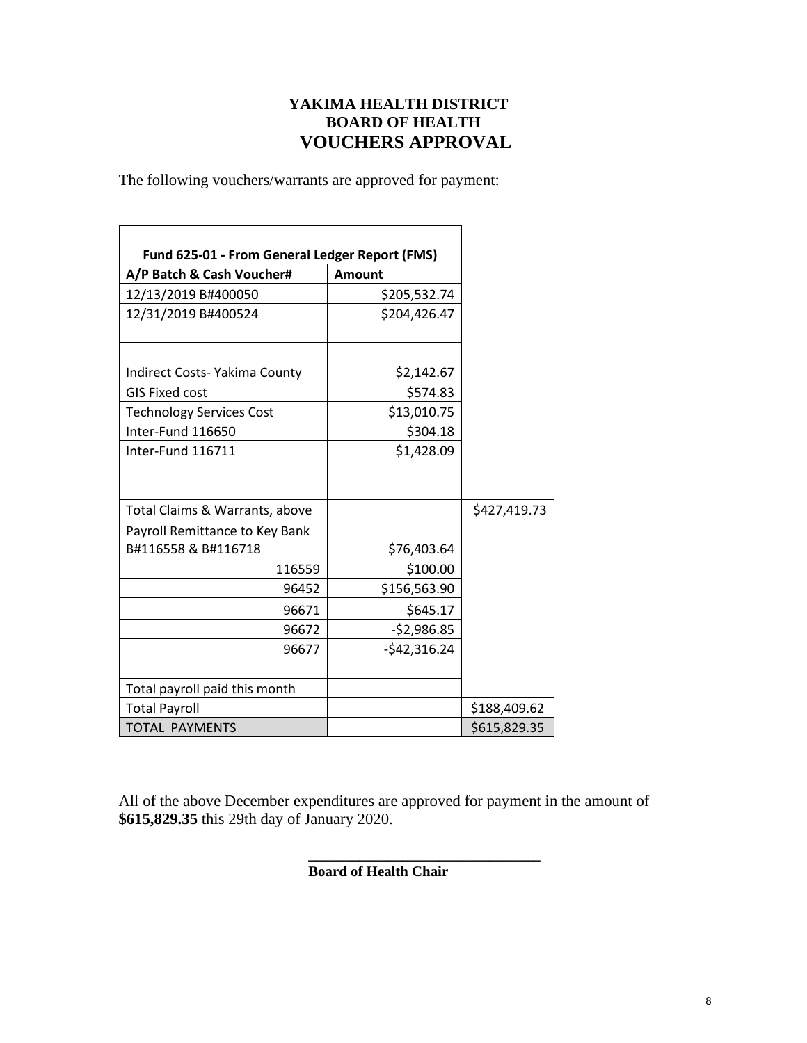# YAKIMA HEALTH DISTRICT
## BOARD OF HEALTH
## VOUCHERS APPROVAL

The following vouchers/warrants are approved for payment:

| Fund 625-01 - From General Ledger Report (FMS) | | |
|---|---|---|
| **A/P Batch & Cash Voucher#** | **Amount** | |
| 12/13/2019 B#400050 | $205,532.74 | |
| 12/31/2019 B#400524 | $204,426.47 | |
| | | |
| | | |
| Indirect Costs- Yakima County | $2,142.67 | |
| GIS Fixed cost | $574.83 | |
| Technology Services Cost | $13,010.75 | |
| Inter-Fund 116650 | $304.18 | |
| Inter-Fund 116711 | $1,428.09 | |
| | | |
| | | |
| Total Claims & Warrants, above | | $427,419.73 |
| Payroll Remittance to Key Bank B#116558 & B#116718 | $76,403.64 | |
| 116559 | $100.00 | |
| 96452 | $156,563.90 | |
| 96671 | $645.17 | |
| 96672 | -$2,986.85 | |
| 96677 | -$42,316.24 | |
| | | |
| Total payroll paid this month | | |
| Total Payroll | | $188,409.62 |
| TOTAL PAYMENTS | | $615,829.35 |

All of the above December expenditures are approved for payment in the amount of **$615,829.35** this 29th day of January 2020.

\_\_\_\_\_\_\_\_\_\_\_\_\_\_\_\_\_\_\_\_\_\_\_\_\_\_\_\_\_\_

**Board of Health Chair**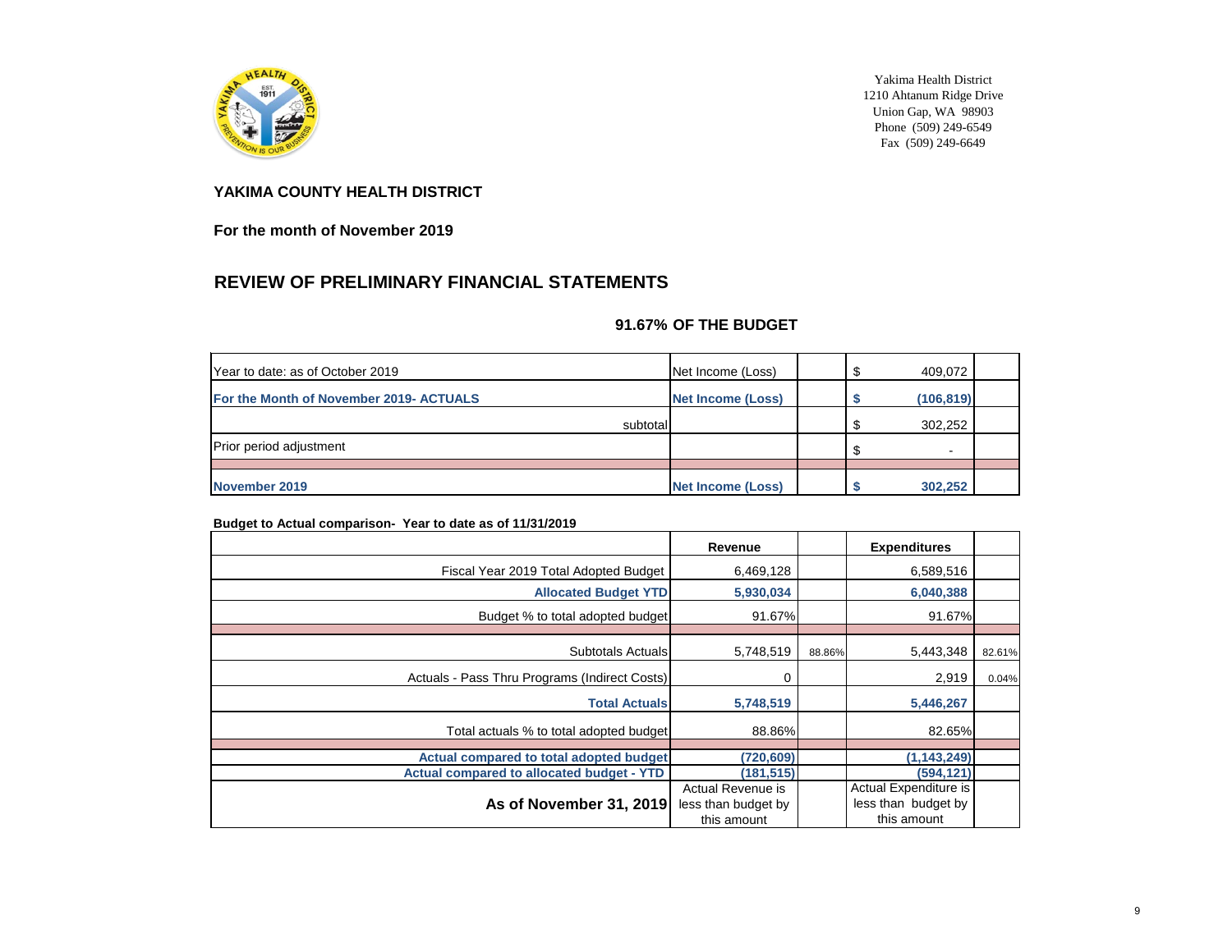Yakima Health District
1210 Ahtanum Ridge Drive
Union Gap, WA 98903
Phone (509) 249-6549
Fax (509) 249-6649

## YAKIMA COUNTY HEALTH DISTRICT

**For the month of November 2019**

## REVIEW OF PRELIMINARY FINANCIAL STATEMENTS

### 91.67% OF THE BUDGET

| | | | | |
|---|---|---|---|---|
| Year to date: as of October 2019 | Net Income (Loss) | | $ 409,072 | |
| **For the Month of November 2019- ACTUALS** | **Net Income (Loss)** | | **$ (106,819)** | |
| subtotal | | | $ 302,252 | |
| Prior period adjustment | | | $ - | |
| | | | | |
| **November 2019** | **Net Income (Loss)** | | **$ 302,252** | |

**Budget to Actual comparison- Year to date as of 11/31/2019**

| | Revenue | | Expenditures | |
|---|---|---|---|---|
| Fiscal Year 2019 Total Adopted Budget | 6,469,128 | | 6,589,516 | |
| **Allocated Budget YTD** | **5,930,034** | | **6,040,388** | |
| Budget % to total adopted budget | 91.67% | | 91.67% | |
| | | | | |
| Subtotals Actuals | 5,748,519 | 88.86% | 5,443,348 | 82.61% |
| Actuals - Pass Thru Programs (Indirect Costs) | 0 | | 2,919 | 0.04% |
| **Total Actuals** | **5,748,519** | | **5,446,267** | |
| Total actuals % to total adopted budget | 88.86% | | 82.65% | |
| | | | | |
| **Actual compared to total adopted budget** | **(720,609)** | | **(1,143,249)** | |
| **Actual compared to allocated budget - YTD** | **(181,515)** | | **(594,121)** | |
| **As of November 31, 2019** | Actual Revenue is less than budget by this amount | | Actual Expenditure is less than budget by this amount | |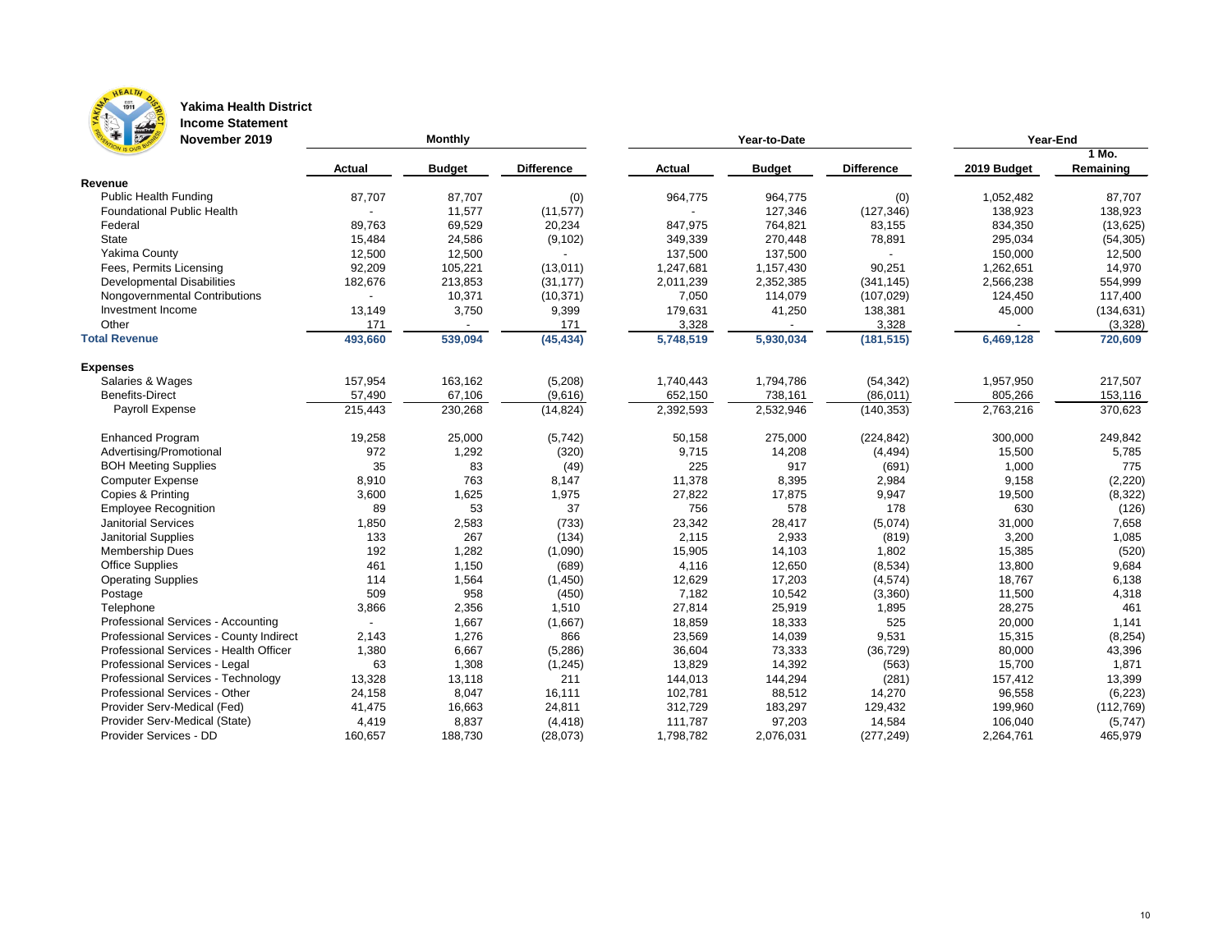**Yakima Health District**
**Income Statement**
**November 2019**

| | Monthly | | | Year-to-Date | | | Year-End | |
|---|---|---|---|---|---|---|---|---|
| | Actual | Budget | Difference | Actual | Budget | Difference | 2019 Budget | 1 Mo. Remaining |
| **Revenue** | | | | | | | | |
| Public Health Funding | 87,707 | 87,707 | (0) | 964,775 | 964,775 | (0) | 1,052,482 | 87,707 |
| Foundational Public Health | - | 11,577 | (11,577) | - | 127,346 | (127,346) | 138,923 | 138,923 |
| Federal | 89,763 | 69,529 | 20,234 | 847,975 | 764,821 | 83,155 | 834,350 | (13,625) |
| State | 15,484 | 24,586 | (9,102) | 349,339 | 270,448 | 78,891 | 295,034 | (54,305) |
| Yakima County | 12,500 | 12,500 | - | 137,500 | 137,500 | - | 150,000 | 12,500 |
| Fees, Permits Licensing | 92,209 | 105,221 | (13,011) | 1,247,681 | 1,157,430 | 90,251 | 1,262,651 | 14,970 |
| Developmental Disabilities | 182,676 | 213,853 | (31,177) | 2,011,239 | 2,352,385 | (341,145) | 2,566,238 | 554,999 |
| Nongovernmental Contributions | - | 10,371 | (10,371) | 7,050 | 114,079 | (107,029) | 124,450 | 117,400 |
| Investment Income | 13,149 | 3,750 | 9,399 | 179,631 | 41,250 | 138,381 | 45,000 | (134,631) |
| Other | 171 | - | 171 | 3,328 | - | 3,328 | - | (3,328) |
| **Total Revenue** | **493,660** | **539,094** | **(45,434)** | **5,748,519** | **5,930,034** | **(181,515)** | **6,469,128** | **720,609** |
| **Expenses** | | | | | | | | |
| Salaries & Wages | 157,954 | 163,162 | (5,208) | 1,740,443 | 1,794,786 | (54,342) | 1,957,950 | 217,507 |
| Benefits-Direct | 57,490 | 67,106 | (9,616) | 652,150 | 738,161 | (86,011) | 805,266 | 153,116 |
| Payroll Expense | 215,443 | 230,268 | (14,824) | 2,392,593 | 2,532,946 | (140,353) | 2,763,216 | 370,623 |
| Enhanced Program | 19,258 | 25,000 | (5,742) | 50,158 | 275,000 | (224,842) | 300,000 | 249,842 |
| Advertising/Promotional | 972 | 1,292 | (320) | 9,715 | 14,208 | (4,494) | 15,500 | 5,785 |
| BOH Meeting Supplies | 35 | 83 | (49) | 225 | 917 | (691) | 1,000 | 775 |
| Computer Expense | 8,910 | 763 | 8,147 | 11,378 | 8,395 | 2,984 | 9,158 | (2,220) |
| Copies & Printing | 3,600 | 1,625 | 1,975 | 27,822 | 17,875 | 9,947 | 19,500 | (8,322) |
| Employee Recognition | 89 | 53 | 37 | 756 | 578 | 178 | 630 | (126) |
| Janitorial Services | 1,850 | 2,583 | (733) | 23,342 | 28,417 | (5,074) | 31,000 | 7,658 |
| Janitorial Supplies | 133 | 267 | (134) | 2,115 | 2,933 | (819) | 3,200 | 1,085 |
| Membership Dues | 192 | 1,282 | (1,090) | 15,905 | 14,103 | 1,802 | 15,385 | (520) |
| Office Supplies | 461 | 1,150 | (689) | 4,116 | 12,650 | (8,534) | 13,800 | 9,684 |
| Operating Supplies | 114 | 1,564 | (1,450) | 12,629 | 17,203 | (4,574) | 18,767 | 6,138 |
| Postage | 509 | 958 | (450) | 7,182 | 10,542 | (3,360) | 11,500 | 4,318 |
| Telephone | 3,866 | 2,356 | 1,510 | 27,814 | 25,919 | 1,895 | 28,275 | 461 |
| Professional Services - Accounting | - | 1,667 | (1,667) | 18,859 | 18,333 | 525 | 20,000 | 1,141 |
| Professional Services - County Indirect | 2,143 | 1,276 | 866 | 23,569 | 14,039 | 9,531 | 15,315 | (8,254) |
| Professional Services - Health Officer | 1,380 | 6,667 | (5,286) | 36,604 | 73,333 | (36,729) | 80,000 | 43,396 |
| Professional Services - Legal | 63 | 1,308 | (1,245) | 13,829 | 14,392 | (563) | 15,700 | 1,871 |
| Professional Services - Technology | 13,328 | 13,118 | 211 | 144,013 | 144,294 | (281) | 157,412 | 13,399 |
| Professional Services - Other | 24,158 | 8,047 | 16,111 | 102,781 | 88,512 | 14,270 | 96,558 | (6,223) |
| Provider Serv-Medical (Fed) | 41,475 | 16,663 | 24,811 | 312,729 | 183,297 | 129,432 | 199,960 | (112,769) |
| Provider Serv-Medical (State) | 4,419 | 8,837 | (4,418) | 111,787 | 97,203 | 14,584 | 106,040 | (5,747) |
| Provider Services - DD | 160,657 | 188,730 | (28,073) | 1,798,782 | 2,076,031 | (277,249) | 2,264,761 | 465,979 |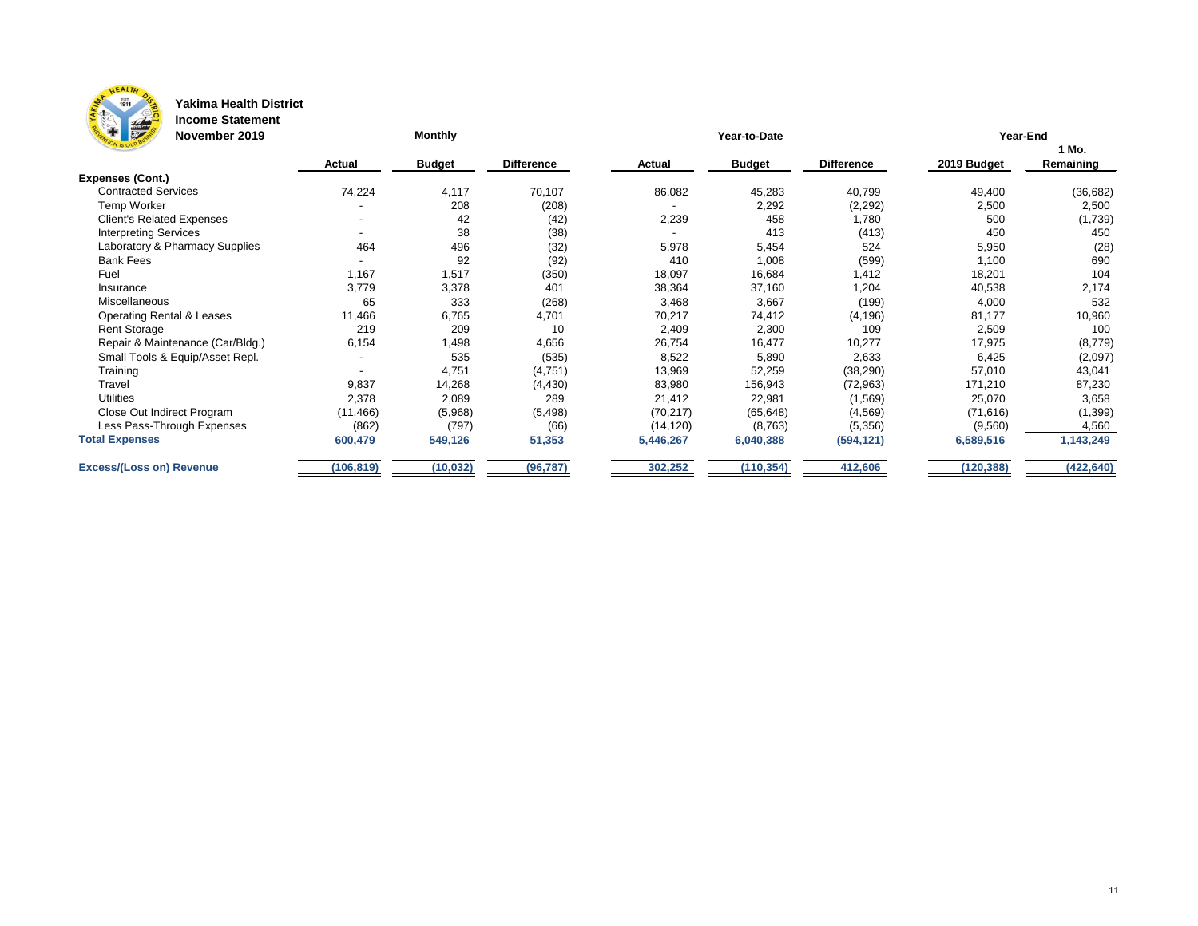**Yakima Health District**
**Income Statement**
**November 2019**

| | Monthly | | | Year-to-Date | | | Year-End | |
|---|---|---|---|---|---|---|---|---|
| | **Actual** | **Budget** | **Difference** | **Actual** | **Budget** | **Difference** | **2019 Budget** | **1 Mo. Remaining** |
| **Expenses (Cont.)** | | | | | | | | |
| Contracted Services | 74,224 | 4,117 | 70,107 | 86,082 | 45,283 | 40,799 | 49,400 | (36,682) |
| Temp Worker | - | 208 | (208) | - | 2,292 | (2,292) | 2,500 | 2,500 |
| Client's Related Expenses | - | 42 | (42) | 2,239 | 458 | 1,780 | 500 | (1,739) |
| Interpreting Services | - | 38 | (38) | - | 413 | (413) | 450 | 450 |
| Laboratory & Pharmacy Supplies | 464 | 496 | (32) | 5,978 | 5,454 | 524 | 5,950 | (28) |
| Bank Fees | - | 92 | (92) | 410 | 1,008 | (599) | 1,100 | 690 |
| Fuel | 1,167 | 1,517 | (350) | 18,097 | 16,684 | 1,412 | 18,201 | 104 |
| Insurance | 3,779 | 3,378 | 401 | 38,364 | 37,160 | 1,204 | 40,538 | 2,174 |
| Miscellaneous | 65 | 333 | (268) | 3,468 | 3,667 | (199) | 4,000 | 532 |
| Operating Rental & Leases | 11,466 | 6,765 | 4,701 | 70,217 | 74,412 | (4,196) | 81,177 | 10,960 |
| Rent Storage | 219 | 209 | 10 | 2,409 | 2,300 | 109 | 2,509 | 100 |
| Repair & Maintenance (Car/Bldg.) | 6,154 | 1,498 | 4,656 | 26,754 | 16,477 | 10,277 | 17,975 | (8,779) |
| Small Tools & Equip/Asset Repl. | - | 535 | (535) | 8,522 | 5,890 | 2,633 | 6,425 | (2,097) |
| Training | - | 4,751 | (4,751) | 13,969 | 52,259 | (38,290) | 57,010 | 43,041 |
| Travel | 9,837 | 14,268 | (4,430) | 83,980 | 156,943 | (72,963) | 171,210 | 87,230 |
| Utilities | 2,378 | 2,089 | 289 | 21,412 | 22,981 | (1,569) | 25,070 | 3,658 |
| Close Out Indirect Program | (11,466) | (5,968) | (5,498) | (70,217) | (65,648) | (4,569) | (71,616) | (1,399) |
| Less Pass-Through Expenses | (862) | (797) | (66) | (14,120) | (8,763) | (5,356) | (9,560) | 4,560 |
| **Total Expenses** | **600,479** | **549,126** | **51,353** | **5,446,267** | **6,040,388** | **(594,121)** | **6,589,516** | **1,143,249** |
| **Excess/(Loss on) Revenue** | **(106,819)** | **(10,032)** | **(96,787)** | **302,252** | **(110,354)** | **412,606** | **(120,388)** | **(422,640)** |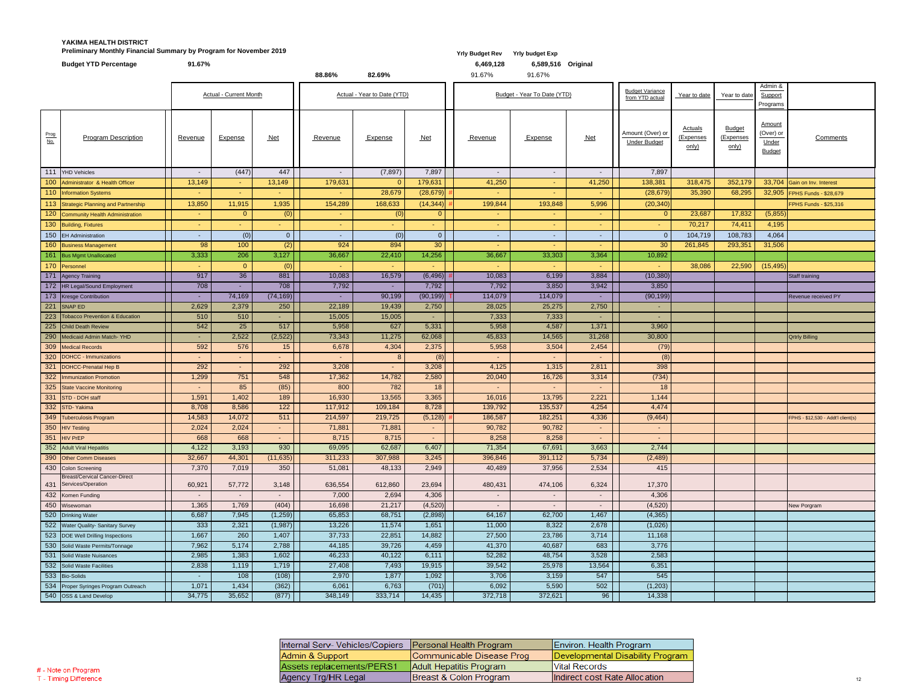**YAKIMA HEALTH DISTRICT**

**Preliminary Monthly Financial Summary by Program for November 2019**

**Budget YTD Percentage** 91.67%

| | Yrly Budget Rev | Yrly budget Exp | |
|---|---|---|---|
| | 6,469,128 | 6,589,516 | Original |
| | 91.67% | 91.67% | |

Actual YTD percentages: 88.86% (Revenue), 82.69% (Expense)

| Prog No. | Program Description | Actual - Current Month Revenue | Actual - Current Month Expense | Actual - Current Month Net | Actual - YTD Revenue | Actual - YTD Expense | Actual - YTD Net | Budget - YTD Revenue | Budget - YTD Expense | Budget - YTD Net | Budget Variance from YTD actual: Amount (Over) or Under Budget | Year to date Actuals (Expenses only) | Year to date Budget (Expenses only) | Admin & Support Programs Amount (Over) or Under Budget | Comments |
|---|---|---|---|---|---|---|---|---|---|---|---|---|---|---|---|
| 111 | YHD Vehicles | - | (447) | 447 | - | (7,897) | 7,897 | - | - | - | 7,897 | | | | |
| 100 | Administrator & Health Officer | 13,149 | - | 13,149 | 179,631 | 0 | 179,631 | 41,250 | - | 41,250 | 138,381 | 318,475 | 352,179 | 33,704 | Gain on Inv. Interest |
| 110 | Information Systems | - | - | - | - | 28,679 | (28,679) # | - | - | - | (28,679) | 35,390 | 68,295 | 32,905 | FPHS Funds - $28,679 |
| 113 | Strategic Planning and Partnership | 13,850 | 11,915 | 1,935 | 154,289 | 168,633 | (14,344) # | 199,844 | 193,848 | 5,996 | (20,340) | | | | FPHS Funds - $25,316 |
| 120 | Community Health Administration | - | 0 | (0) | - | (0) | 0 | - | - | - | 0 | 23,687 | 17,832 | (5,855) | |
| 130 | Building, Fixtures | - | - | - | - | - | - | - | - | - | - | 70,217 | 74,411 | 4,195 | |
| 150 | EH Administration | - | (0) | 0 | - | (0) | 0 | - | - | - | 0 | 104,719 | 108,783 | 4,064 | |
| 160 | Business Management | 98 | 100 | (2) | 924 | 894 | 30 | - | - | - | 30 | 261,845 | 293,351 | 31,506 | |
| 161 | Bus Mgmt Unallocated | 3,333 | 206 | 3,127 | 36,667 | 22,410 | 14,256 | 36,667 | 33,303 | 3,364 | 10,892 | | | | |
| 170 | Personnel | - | 0 | (0) | - | - | - | - | - | - | - | 38,086 | 22,590 | (15,495) | |
| 171 | Agency Training | 917 | 36 | 881 | 10,083 | 16,579 | (6,496) # | 10,083 | 6,199 | 3,884 | (10,380) | | | | Staff training |
| 172 | HR Legal/Sound Employment | 708 | - | 708 | 7,792 | - | 7,792 | 7,792 | 3,850 | 3,942 | 3,850 | | | | |
| 173 | Kresge Contribution | - | 74,169 | (74,169) | - | 90,199 | (90,199) T | 114,079 | 114,079 | - | (90,199) | | | | Revenue received PY |
| 221 | SNAP ED | 2,629 | 2,379 | 250 | 22,189 | 19,439 | 2,750 | 28,025 | 25,275 | 2,750 | - | | | | |
| 223 | Tobacco Prevention & Education | 510 | 510 | - | 15,005 | 15,005 | - | 7,333 | 7,333 | - | - | | | | |
| 225 | Child Death Review | 542 | 25 | 517 | 5,958 | 627 | 5,331 | 5,958 | 4,587 | 1,371 | 3,960 | | | | |
| 290 | Medicaid Admin Match- YHD | - | 2,522 | (2,522) | 73,343 | 11,275 | 62,068 | 45,833 | 14,565 | 31,268 | 30,800 | | | | Qrtrly Billing |
| 309 | Medical Records | 592 | 576 | 15 | 6,678 | 4,304 | 2,375 | 5,958 | 3,504 | 2,454 | (79) | | | | |
| 320 | DOHCC - Immunizations | - | - | - | - | 8 | (8) | - | - | - | (8) | | | | |
| 321 | DOHCC-Prenatal Hep B | 292 | - | 292 | 3,208 | - | 3,208 | 4,125 | 1,315 | 2,811 | 398 | | | | |
| 322 | Immunization Promotion | 1,299 | 751 | 548 | 17,362 | 14,782 | 2,580 | 20,040 | 16,726 | 3,314 | (734) | | | | |
| 325 | State Vaccine Monitoring | - | 85 | (85) | 800 | 782 | 18 | - | - | - | 18 | | | | |
| 331 | STD - DOH staff | 1,591 | 1,402 | 189 | 16,930 | 13,565 | 3,365 | 16,016 | 13,795 | 2,221 | 1,144 | | | | |
| 332 | STD- Yakima | 8,708 | 8,586 | 122 | 117,912 | 109,184 | 8,728 | 139,792 | 135,537 | 4,254 | 4,474 | | | | |
| 349 | Tuberculosis Program | 14,583 | 14,072 | 511 | 214,597 | 219,725 | (5,128) # | 186,587 | 182,251 | 4,336 | (9,464) | | | | FPHS - $12,530 - Addt'l client(s) |
| 350 | HIV Testing | 2,024 | 2,024 | - | 71,881 | 71,881 | - | 90,782 | 90,782 | - | - | | | | |
| 351 | HIV PrEP | 668 | 668 | - | 8,715 | 8,715 | - | 8,258 | 8,258 | - | - | | | | |
| 352 | Adult Viral Hepatitis | 4,122 | 3,193 | 930 | 69,095 | 62,687 | 6,407 | 71,354 | 67,691 | 3,663 | 2,744 | | | | |
| 390 | Other Comm Diseases | 32,667 | 44,301 | (11,635) | 311,233 | 307,988 | 3,245 | 396,846 | 391,112 | 5,734 | (2,489) | | | | |
| 430 | Colon Screening | 7,370 | 7,019 | 350 | 51,081 | 48,133 | 2,949 | 40,489 | 37,956 | 2,534 | 415 | | | | |
| 431 | Breast/Cervical Cancer-Direct Services/Operation | 60,921 | 57,772 | 3,148 | 636,554 | 612,860 | 23,694 | 480,431 | 474,106 | 6,324 | 17,370 | | | | |
| 432 | Komen Funding | - | - | - | 7,000 | 2,694 | 4,306 | - | - | - | 4,306 | | | | |
| 450 | Wisewoman | 1,365 | 1,769 | (404) | 16,698 | 21,217 | (4,520) | - | - | - | (4,520) | | | | New Porgram |
| 520 | Drinking Water | 6,687 | 7,945 | (1,259) | 65,853 | 68,751 | (2,898) | 64,167 | 62,700 | 1,467 | (4,365) | | | | |
| 522 | Water Quality- Sanitary Survey | 333 | 2,321 | (1,987) | 13,226 | 11,574 | 1,651 | 11,000 | 8,322 | 2,678 | (1,026) | | | | |
| 523 | DOE Well Drilling Inspections | 1,667 | 260 | 1,407 | 37,733 | 22,851 | 14,882 | 27,500 | 23,786 | 3,714 | 11,168 | | | | |
| 530 | Solid Waste Permits/Tonnage | 7,962 | 5,174 | 2,788 | 44,185 | 39,726 | 4,459 | 41,370 | 40,687 | 683 | 3,776 | | | | |
| 531 | Solid Waste Nuisances | 2,985 | 1,383 | 1,602 | 46,233 | 40,122 | 6,111 | 52,282 | 48,754 | 3,528 | 2,583 | | | | |
| 532 | Solid Waste Facilities | 2,838 | 1,119 | 1,719 | 27,408 | 7,493 | 19,915 | 39,542 | 25,978 | 13,564 | 6,351 | | | | |
| 533 | Bio-Solids | - | 108 | (108) | 2,970 | 1,877 | 1,092 | 3,706 | 3,159 | 547 | 545 | | | | |
| 534 | Proper Syringes Program Outreach | 1,071 | 1,434 | (362) | 6,061 | 6,763 | (701) | 6,092 | 5,590 | 502 | (1,203) | | | | |
| 540 | OSS & Land Develop | 34,775 | 35,652 | (877) | 348,149 | 333,714 | 14,435 | 372,718 | 372,621 | 96 | 14,338 | | | | |

| | | |
|---|---|---|
| Internal Serv- Vehicles/Copiers | Personal Health Program | Environ. Health Program |
| Admin & Support | Communicable Disease Prog | Developmental Disability Program |
| Assets replacements/PERS1 | Adult Hepatitis Program | Vital Records |
| Agency Trg/HR Legal | Breast & Colon Program | Indirect cost Rate Allocation |

# - Note on Program
T - Timing Difference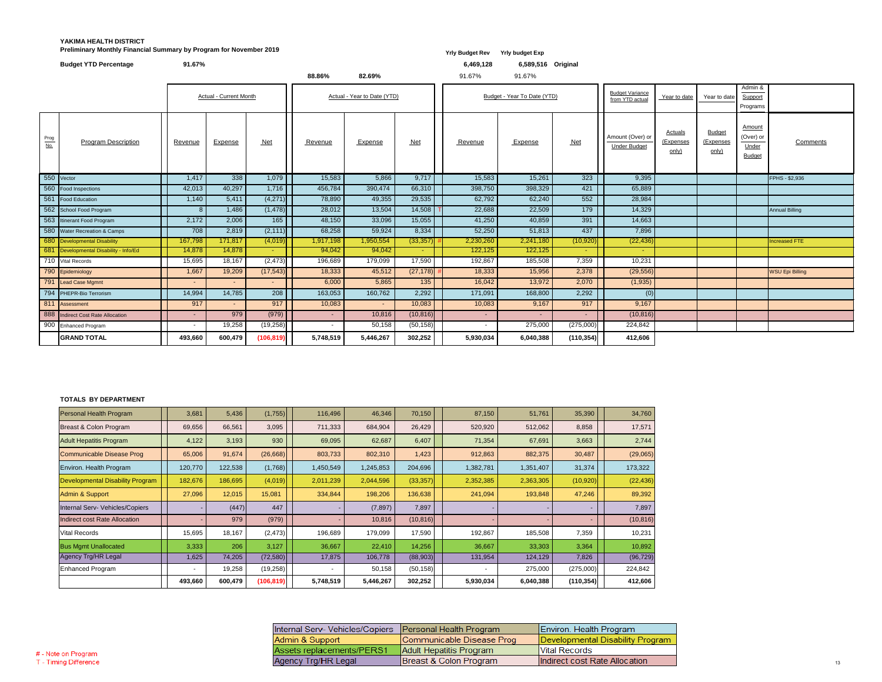**YAKIMA HEALTH DISTRICT**

**Preliminary Monthly Financial Summary by Program for November 2019**

**Budget YTD Percentage** **91.67%**

| | Yrly Budget Rev | Yrly budget Exp | |
|---|---|---|---|
| | 6,469,128 | 6,589,516 | Original |
| 88.86% / 82.69% | 91.67% | 91.67% | |

| Prog No. | Program Description | Actual - Current Month Revenue | Actual - Current Month Expense | Actual - Current Month Net | Actual - Year to Date (YTD) Revenue | Actual - Year to Date (YTD) Expense | Actual - Year to Date (YTD) Net | | Budget - Year To Date (YTD) Revenue | Budget - Year To Date (YTD) Expense | Budget - Year To Date (YTD) Net | Budget Variance from YTD actual: Amount (Over) or Under Budget | Year to date Actuals (Expenses only) | Year to date Budget (Expenses only) | Admin & Support Programs Amount (Over) or Under Budget | Comments |
|---|---|---|---|---|---|---|---|---|---|---|---|---|---|---|---|---|
| 550 | Vector | 1,417 | 338 | 1,079 | 15,583 | 5,866 | 9,717 | | 15,583 | 15,261 | 323 | 9,395 | | | | FPHS - $2,936 |
| 560 | Food Inspections | 42,013 | 40,297 | 1,716 | 456,784 | 390,474 | 66,310 | | 398,750 | 398,329 | 421 | 65,889 | | | | |
| 561 | Food Education | 1,140 | 5,411 | (4,271) | 78,890 | 49,355 | 29,535 | | 62,792 | 62,240 | 552 | 28,984 | | | | |
| 562 | School Food Program | 8 | 1,486 | (1,478) | 28,012 | 13,504 | 14,508 | T | 22,688 | 22,509 | 179 | 14,329 | | | | Annual Billing |
| 563 | Itinerant Food Program | 2,172 | 2,006 | 165 | 48,150 | 33,096 | 15,055 | | 41,250 | 40,859 | 391 | 14,663 | | | | |
| 580 | Water Recreation & Camps | 708 | 2,819 | (2,111) | 68,258 | 59,924 | 8,334 | | 52,250 | 51,813 | 437 | 7,896 | | | | |
| 680 | Developmental Disability | 167,798 | 171,817 | (4,019) | 1,917,198 | 1,950,554 | (33,357) | # | 2,230,260 | 2,241,180 | (10,920) | (22,436) | | | | Increased FTE |
| 681 | Developmental Disability - Info/Ed | 14,878 | 14,878 | - | 94,042 | 94,042 | - | | 122,125 | 122,125 | - | - | | | | |
| 710 | Vital Records | 15,695 | 18,167 | (2,473) | 196,689 | 179,099 | 17,590 | | 192,867 | 185,508 | 7,359 | 10,231 | | | | |
| 790 | Epidemiology | 1,667 | 19,209 | (17,543) | 18,333 | 45,512 | (27,178) | # | 18,333 | 15,956 | 2,378 | (29,556) | | | | WSU Epi Billing |
| 791 | Lead Case Mgmnt | - | - | - | 6,000 | 5,865 | 135 | | 16,042 | 13,972 | 2,070 | (1,935) | | | | |
| 794 | PHEPR-Bio Terrorism | 14,994 | 14,785 | 208 | 163,053 | 160,762 | 2,292 | | 171,091 | 168,800 | 2,292 | (0) | | | | |
| 811 | Assessment | 917 | - | 917 | 10,083 | - | 10,083 | | 10,083 | 9,167 | 917 | 9,167 | | | | |
| 888 | Indirect Cost Rate Allocation | - | 979 | (979) | - | 10,816 | (10,816) | | - | - | - | (10,816) | | | | |
| 900 | Enhanced Program | - | 19,258 | (19,258) | - | 50,158 | (50,158) | | - | 275,000 | (275,000) | 224,842 | | | | |
| | **GRAND TOTAL** | **493,660** | **600,479** | **(106,819)** | **5,748,519** | **5,446,267** | **302,252** | | **5,930,034** | **6,040,388** | **(110,354)** | **412,606** | | | | |

**TOTALS BY DEPARTMENT**

| Department | Current Month Revenue | Current Month Expense | Current Month Net | YTD Revenue | YTD Expense | YTD Net | Budget YTD Revenue | Budget YTD Expense | Budget YTD Net | Budget Variance |
|---|---|---|---|---|---|---|---|---|---|---|
| Personal Health Program | 3,681 | 5,436 | (1,755) | 116,496 | 46,346 | 70,150 | 87,150 | 51,761 | 35,390 | 34,760 |
| Breast & Colon Program | 69,656 | 66,561 | 3,095 | 711,333 | 684,904 | 26,429 | 520,920 | 512,062 | 8,858 | 17,571 |
| Adult Hepatitis Program | 4,122 | 3,193 | 930 | 69,095 | 62,687 | 6,407 | 71,354 | 67,691 | 3,663 | 2,744 |
| Communicable Disease Prog | 65,006 | 91,674 | (26,668) | 803,733 | 802,310 | 1,423 | 912,863 | 882,375 | 30,487 | (29,065) |
| Environ. Health Program | 120,770 | 122,538 | (1,768) | 1,450,549 | 1,245,853 | 204,696 | 1,382,781 | 1,351,407 | 31,374 | 173,322 |
| Developmental Disability Program | 182,676 | 186,695 | (4,019) | 2,011,239 | 2,044,596 | (33,357) | 2,352,385 | 2,363,305 | (10,920) | (22,436) |
| Admin & Support | 27,096 | 12,015 | 15,081 | 334,844 | 198,206 | 136,638 | 241,094 | 193,848 | 47,246 | 89,392 |
| Internal Serv- Vehicles/Copiers | - | (447) | 447 | - | (7,897) | 7,897 | - | - | - | 7,897 |
| Indirect cost Rate Allocation | - | 979 | (979) | - | 10,816 | (10,816) | - | - | - | (10,816) |
| Vital Records | 15,695 | 18,167 | (2,473) | 196,689 | 179,099 | 17,590 | 192,867 | 185,508 | 7,359 | 10,231 |
| Bus Mgmt Unallocated | 3,333 | 206 | 3,127 | 36,667 | 22,410 | 14,256 | 36,667 | 33,303 | 3,364 | 10,892 |
| Agency Trg/HR Legal | 1,625 | 74,205 | (72,580) | 17,875 | 106,778 | (88,903) | 131,954 | 124,129 | 7,826 | (96,729) |
| Enhanced Program | - | 19,258 | (19,258) | - | 50,158 | (50,158) | - | 275,000 | (275,000) | 224,842 |
| | **493,660** | **600,479** | **(106,819)** | **5,748,519** | **5,446,267** | **302,252** | **5,930,034** | **6,040,388** | **(110,354)** | **412,606** |

| | | |
|---|---|---|
| Internal Serv- Vehicles/Copiers | Personal Health Program | Environ. Health Program |
| Admin & Support | Communicable Disease Prog | Developmental Disability Program |
| Assets replacements/PERS1 | Adult Hepatitis Program | Vital Records |
| Agency Trg/HR Legal | Breast & Colon Program | Indirect cost Rate Allocation |

# - Note on Program
T - Timing Difference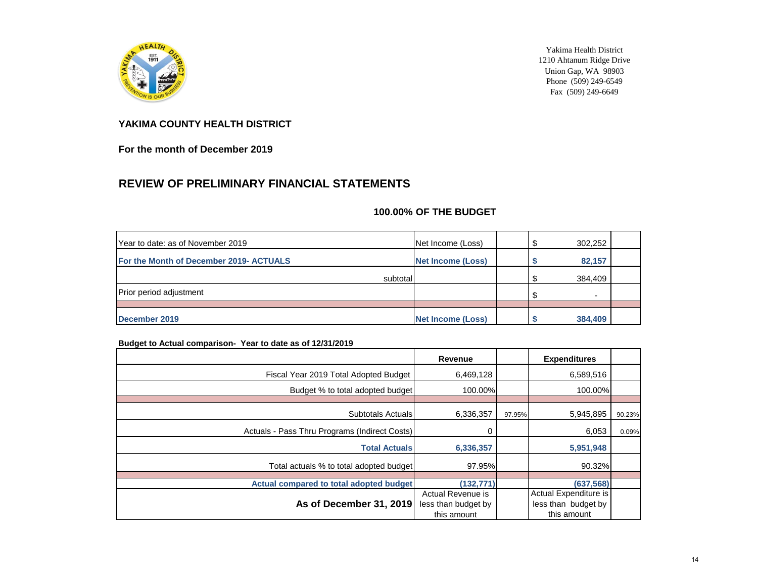Yakima Health District
1210 Ahtanum Ridge Drive
Union Gap, WA 98903
Phone (509) 249-6549
Fax (509) 249-6649

**YAKIMA COUNTY HEALTH DISTRICT**

**For the month of December 2019**

## REVIEW OF PRELIMINARY FINANCIAL STATEMENTS

### 100.00% OF THE BUDGET

| | | | | |
|---|---|---|---|---|
| Year to date: as of November 2019 | Net Income (Loss) | | $ 302,252 | |
| **For the Month of December 2019- ACTUALS** | **Net Income (Loss)** | | **$ 82,157** | |
| subtotal | | | $ 384,409 | |
| Prior period adjustment | | | $ - | |
| | | | | |
| **December 2019** | **Net Income (Loss)** | | **$ 384,409** | |

**Budget to Actual comparison- Year to date as of 12/31/2019**

| | Revenue | | Expenditures | |
|---|---|---|---|---|
| Fiscal Year 2019 Total Adopted Budget | 6,469,128 | | 6,589,516 | |
| Budget % to total adopted budget | 100.00% | | 100.00% | |
| | | | | |
| Subtotals Actuals | 6,336,357 | 97.95% | 5,945,895 | 90.23% |
| Actuals - Pass Thru Programs (Indirect Costs) | 0 | | 6,053 | 0.09% |
| **Total Actuals** | **6,336,357** | | **5,951,948** | |
| Total actuals % to total adopted budget | 97.95% | | 90.32% | |
| | | | | |
| **Actual compared to total adopted budget** | **(132,771)** | | **(637,568)** | |
| **As of December 31, 2019** | Actual Revenue is less than budget by this amount | | Actual Expenditure is less than budget by this amount | |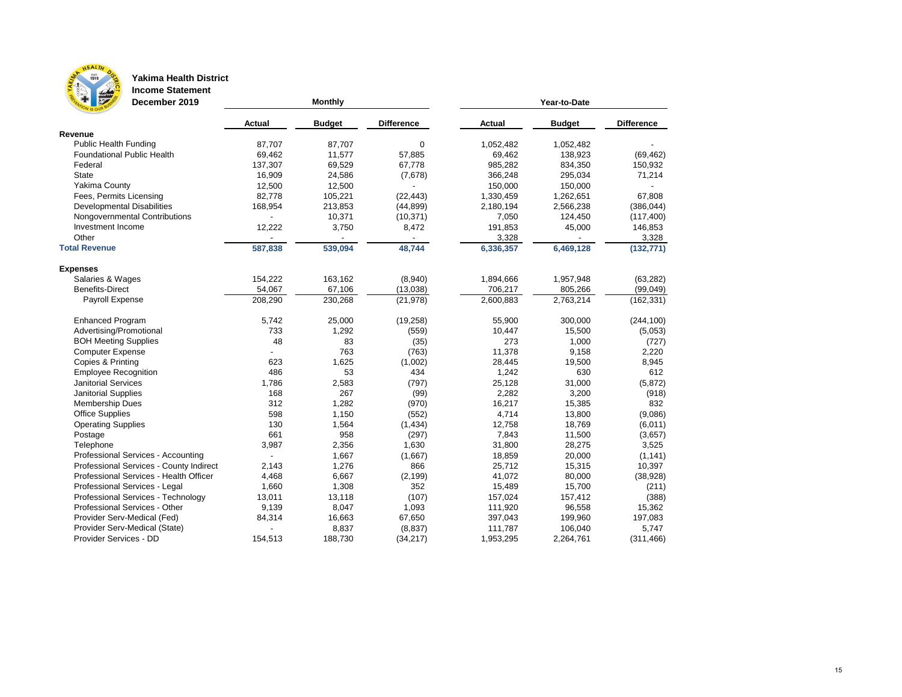**Yakima Health District**
**Income Statement**
**December 2019**

| | Monthly | | | Year-to-Date | | |
|---|---|---|---|---|---|---|
| | **Actual** | **Budget** | **Difference** | **Actual** | **Budget** | **Difference** |
| **Revenue** | | | | | | |
| Public Health Funding | 87,707 | 87,707 | 0 | 1,052,482 | 1,052,482 | - |
| Foundational Public Health | 69,462 | 11,577 | 57,885 | 69,462 | 138,923 | (69,462) |
| Federal | 137,307 | 69,529 | 67,778 | 985,282 | 834,350 | 150,932 |
| State | 16,909 | 24,586 | (7,678) | 366,248 | 295,034 | 71,214 |
| Yakima County | 12,500 | 12,500 | - | 150,000 | 150,000 | - |
| Fees, Permits Licensing | 82,778 | 105,221 | (22,443) | 1,330,459 | 1,262,651 | 67,808 |
| Developmental Disabilities | 168,954 | 213,853 | (44,899) | 2,180,194 | 2,566,238 | (386,044) |
| Nongovernmental Contributions | - | 10,371 | (10,371) | 7,050 | 124,450 | (117,400) |
| Investment Income | 12,222 | 3,750 | 8,472 | 191,853 | 45,000 | 146,853 |
| Other | - | - | - | 3,328 | - | 3,328 |
| **Total Revenue** | **587,838** | **539,094** | **48,744** | **6,336,357** | **6,469,128** | **(132,771)** |
| | | | | | | |
| **Expenses** | | | | | | |
| Salaries & Wages | 154,222 | 163,162 | (8,940) | 1,894,666 | 1,957,948 | (63,282) |
| Benefits-Direct | 54,067 | 67,106 | (13,038) | 706,217 | 805,266 | (99,049) |
| Payroll Expense | 208,290 | 230,268 | (21,978) | 2,600,883 | 2,763,214 | (162,331) |
| | | | | | | |
| Enhanced Program | 5,742 | 25,000 | (19,258) | 55,900 | 300,000 | (244,100) |
| Advertising/Promotional | 733 | 1,292 | (559) | 10,447 | 15,500 | (5,053) |
| BOH Meeting Supplies | 48 | 83 | (35) | 273 | 1,000 | (727) |
| Computer Expense | - | 763 | (763) | 11,378 | 9,158 | 2,220 |
| Copies & Printing | 623 | 1,625 | (1,002) | 28,445 | 19,500 | 8,945 |
| Employee Recognition | 486 | 53 | 434 | 1,242 | 630 | 612 |
| Janitorial Services | 1,786 | 2,583 | (797) | 25,128 | 31,000 | (5,872) |
| Janitorial Supplies | 168 | 267 | (99) | 2,282 | 3,200 | (918) |
| Membership Dues | 312 | 1,282 | (970) | 16,217 | 15,385 | 832 |
| Office Supplies | 598 | 1,150 | (552) | 4,714 | 13,800 | (9,086) |
| Operating Supplies | 130 | 1,564 | (1,434) | 12,758 | 18,769 | (6,011) |
| Postage | 661 | 958 | (297) | 7,843 | 11,500 | (3,657) |
| Telephone | 3,987 | 2,356 | 1,630 | 31,800 | 28,275 | 3,525 |
| Professional Services - Accounting | - | 1,667 | (1,667) | 18,859 | 20,000 | (1,141) |
| Professional Services - County Indirect | 2,143 | 1,276 | 866 | 25,712 | 15,315 | 10,397 |
| Professional Services - Health Officer | 4,468 | 6,667 | (2,199) | 41,072 | 80,000 | (38,928) |
| Professional Services - Legal | 1,660 | 1,308 | 352 | 15,489 | 15,700 | (211) |
| Professional Services - Technology | 13,011 | 13,118 | (107) | 157,024 | 157,412 | (388) |
| Professional Services - Other | 9,139 | 8,047 | 1,093 | 111,920 | 96,558 | 15,362 |
| Provider Serv-Medical (Fed) | 84,314 | 16,663 | 67,650 | 397,043 | 199,960 | 197,083 |
| Provider Serv-Medical (State) | - | 8,837 | (8,837) | 111,787 | 106,040 | 5,747 |
| Provider Services - DD | 154,513 | 188,730 | (34,217) | 1,953,295 | 2,264,761 | (311,466) |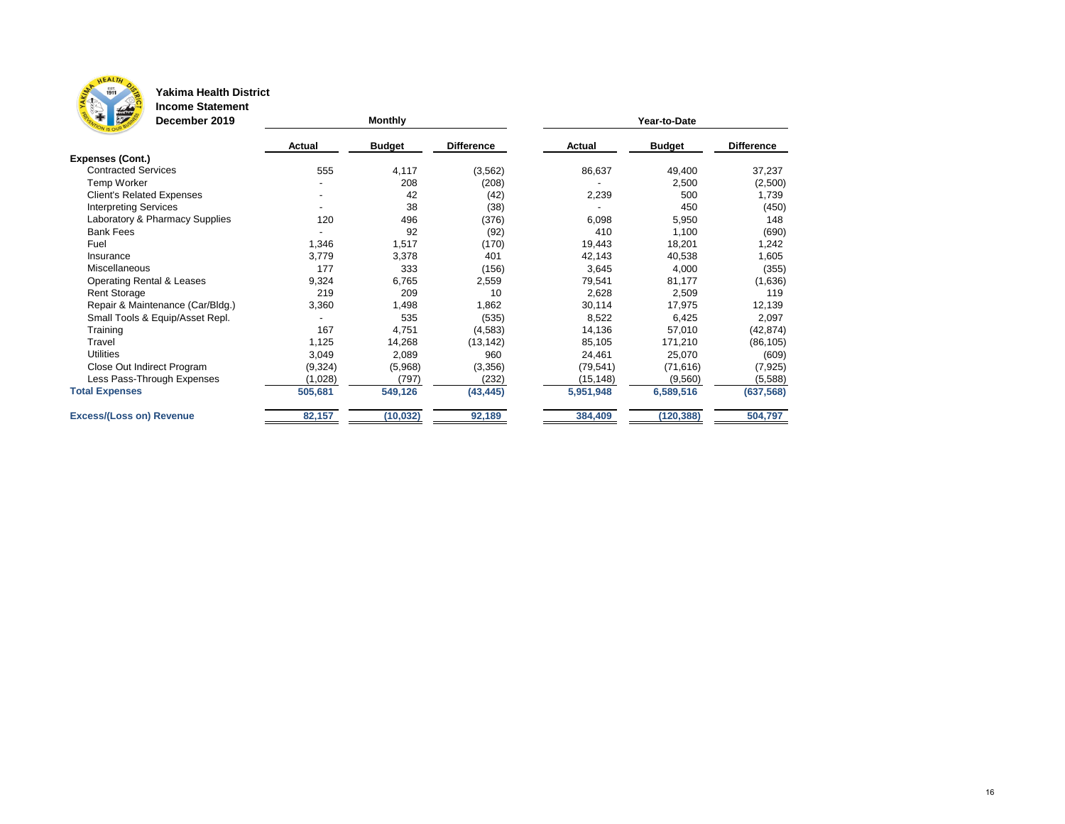**Yakima Health District**
**Income Statement**
**December 2019**

| | Monthly | | | Year-to-Date | | |
|---|---|---|---|---|---|---|
| | **Actual** | **Budget** | **Difference** | **Actual** | **Budget** | **Difference** |
| **Expenses (Cont.)** | | | | | | |
| Contracted Services | 555 | 4,117 | (3,562) | 86,637 | 49,400 | 37,237 |
| Temp Worker | - | 208 | (208) | - | 2,500 | (2,500) |
| Client's Related Expenses | - | 42 | (42) | 2,239 | 500 | 1,739 |
| Interpreting Services | - | 38 | (38) | - | 450 | (450) |
| Laboratory & Pharmacy Supplies | 120 | 496 | (376) | 6,098 | 5,950 | 148 |
| Bank Fees | - | 92 | (92) | 410 | 1,100 | (690) |
| Fuel | 1,346 | 1,517 | (170) | 19,443 | 18,201 | 1,242 |
| Insurance | 3,779 | 3,378 | 401 | 42,143 | 40,538 | 1,605 |
| Miscellaneous | 177 | 333 | (156) | 3,645 | 4,000 | (355) |
| Operating Rental & Leases | 9,324 | 6,765 | 2,559 | 79,541 | 81,177 | (1,636) |
| Rent Storage | 219 | 209 | 10 | 2,628 | 2,509 | 119 |
| Repair & Maintenance (Car/Bldg.) | 3,360 | 1,498 | 1,862 | 30,114 | 17,975 | 12,139 |
| Small Tools & Equip/Asset Repl. | - | 535 | (535) | 8,522 | 6,425 | 2,097 |
| Training | 167 | 4,751 | (4,583) | 14,136 | 57,010 | (42,874) |
| Travel | 1,125 | 14,268 | (13,142) | 85,105 | 171,210 | (86,105) |
| Utilities | 3,049 | 2,089 | 960 | 24,461 | 25,070 | (609) |
| Close Out Indirect Program | (9,324) | (5,968) | (3,356) | (79,541) | (71,616) | (7,925) |
| Less Pass-Through Expenses | (1,028) | (797) | (232) | (15,148) | (9,560) | (5,588) |
| **Total Expenses** | **505,681** | **549,126** | **(43,445)** | **5,951,948** | **6,589,516** | **(637,568)** |
| **Excess/(Loss on) Revenue** | **82,157** | **(10,032)** | **92,189** | **384,409** | **(120,388)** | **504,797** |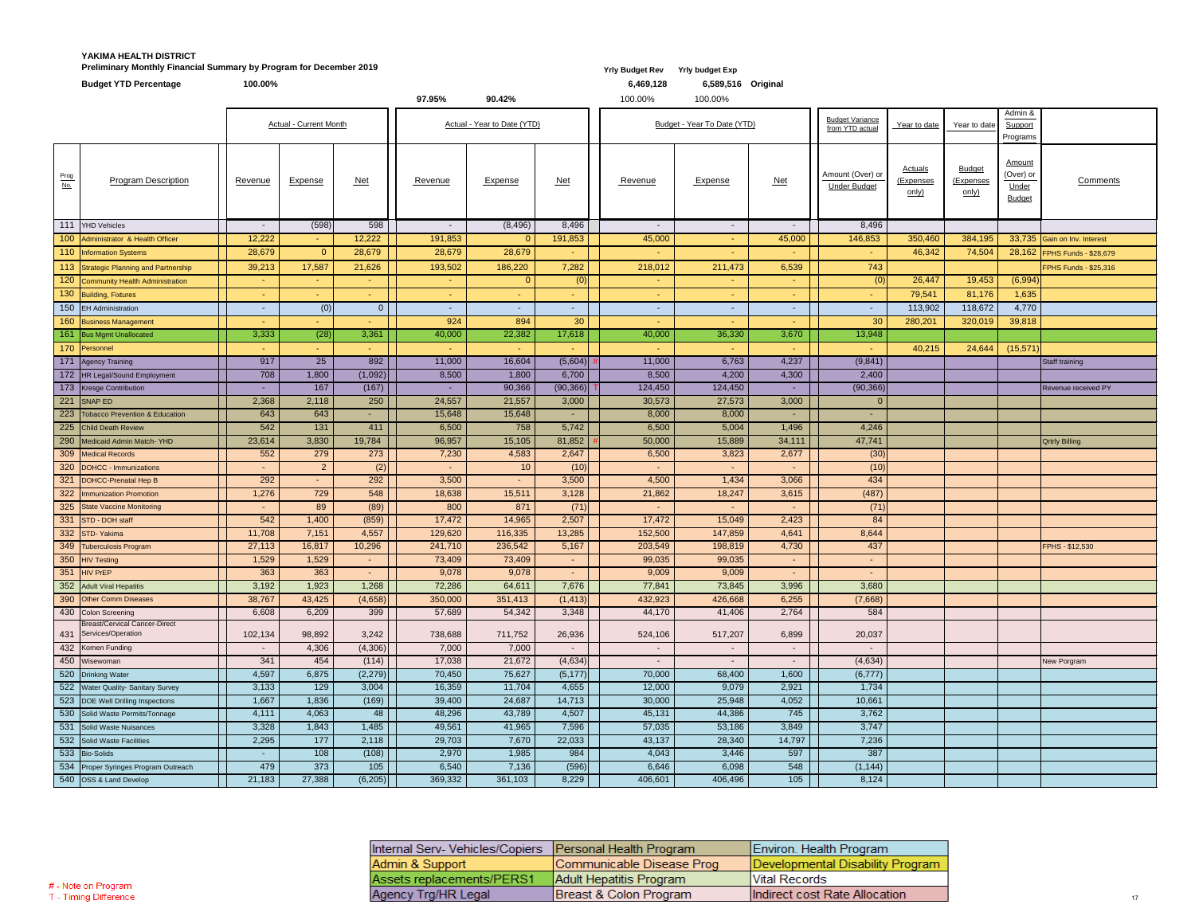**YAKIMA HEALTH DISTRICT**

**Preliminary Monthly Financial Summary by Program for December 2019**

**Budget YTD Percentage** 100.00%

| | Yrly Budget Rev | Yrly budget Exp | |
|---|---|---|---|
| | 6,469,128 | 6,589,516 | Original |
| | 100.00% | 100.00% | |

| Prog No. | Program Description | Actual - Current Month Revenue | Actual - Current Month Expense | Actual - Current Month Net | Actual - Year to Date (YTD) Revenue (97.95%) | Actual - Year to Date (YTD) Expense (90.42%) | Actual - Year to Date (YTD) Net | | Budget - Year To Date (YTD) Revenue | Budget - Year To Date (YTD) Expense | Budget - Year To Date (YTD) Net | Budget Variance from YTD actual: Amount (Over) or Under Budget | Year to date Actuals (Expenses only) | Year to date Budget (Expenses only) | Admin & Support Programs Amount (Over) or Under Budget | Comments |
|---|---|---|---|---|---|---|---|---|---|---|---|---|---|---|---|---|
| 111 | YHD Vehicles | - | (598) | 598 | - | (8,496) | 8,496 | | - | - | - | 8,496 | | | | |
| 100 | Administrator & Health Officer | 12,222 | - | 12,222 | 191,853 | 0 | 191,853 | | 45,000 | - | 45,000 | 146,853 | 350,460 | 384,195 | 33,735 | Gain on Inv. Interest |
| 110 | Information Systems | 28,679 | 0 | 28,679 | 28,679 | 28,679 | - | | - | - | - | - | 46,342 | 74,504 | 28,162 | FPHS Funds - $28,679 |
| 113 | Strategic Planning and Partnership | 39,213 | 17,587 | 21,626 | 193,502 | 186,220 | 7,282 | | 218,012 | 211,473 | 6,539 | 743 | | | | FPHS Funds - $25,316 |
| 120 | Community Health Administration | - | - | - | - | 0 | (0) | | - | - | - | (0) | 26,447 | 19,453 | (6,994) | |
| 130 | Building, Fixtures | - | - | - | - | - | - | | - | - | - | - | 79,541 | 81,176 | 1,635 | |
| 150 | EH Administration | - | (0) | 0 | - | - | - | | - | - | - | - | 113,902 | 118,672 | 4,770 | |
| 160 | Business Management | - | - | - | 924 | 894 | 30 | | - | - | - | 30 | 280,201 | 320,019 | 39,818 | |
| 161 | Bus Mgmt Unallocated | 3,333 | (28) | 3,361 | 40,000 | 22,382 | 17,618 | | 40,000 | 36,330 | 3,670 | 13,948 | | | | |
| 170 | Personnel | - | - | - | - | - | - | | - | - | - | - | 40,215 | 24,644 | (15,571) | |
| 171 | Agency Training | 917 | 25 | 892 | 11,000 | 16,604 | (5,604) | # | 11,000 | 6,763 | 4,237 | (9,841) | | | | Staff training |
| 172 | HR Legal/Sound Employment | 708 | 1,800 | (1,092) | 8,500 | 1,800 | 6,700 | | 8,500 | 4,200 | 4,300 | 2,400 | | | | |
| 173 | Kresge Contribution | - | 167 | (167) | - | 90,366 | (90,366) | T | 124,450 | 124,450 | - | (90,366) | | | | Revenue received PY |
| 221 | SNAP ED | 2,368 | 2,118 | 250 | 24,557 | 21,557 | 3,000 | | 30,573 | 27,573 | 3,000 | 0 | | | | |
| 223 | Tobacco Prevention & Education | 643 | 643 | - | 15,648 | 15,648 | - | | 8,000 | 8,000 | - | - | | | | |
| 225 | Child Death Review | 542 | 131 | 411 | 6,500 | 758 | 5,742 | | 6,500 | 5,004 | 1,496 | 4,246 | | | | |
| 290 | Medicaid Admin Match- YHD | 23,614 | 3,830 | 19,784 | 96,957 | 15,105 | 81,852 | # | 50,000 | 15,889 | 34,111 | 47,741 | | | | Qrtrly Billing |
| 309 | Medical Records | 552 | 279 | 273 | 7,230 | 4,583 | 2,647 | | 6,500 | 3,823 | 2,677 | (30) | | | | |
| 320 | DOHCC - Immunizations | - | 2 | (2) | - | 10 | (10) | | - | - | - | (10) | | | | |
| 321 | DOHCC-Prenatal Hep B | 292 | - | 292 | 3,500 | - | 3,500 | | 4,500 | 1,434 | 3,066 | 434 | | | | |
| 322 | Immunization Promotion | 1,276 | 729 | 548 | 18,638 | 15,511 | 3,128 | | 21,862 | 18,247 | 3,615 | (487) | | | | |
| 325 | State Vaccine Monitoring | - | 89 | (89) | 800 | 871 | (71) | | - | - | - | (71) | | | | |
| 331 | STD - DOH staff | 542 | 1,400 | (859) | 17,472 | 14,965 | 2,507 | | 17,472 | 15,049 | 2,423 | 84 | | | | |
| 332 | STD- Yakima | 11,708 | 7,151 | 4,557 | 129,620 | 116,335 | 13,285 | | 152,500 | 147,859 | 4,641 | 8,644 | | | | |
| 349 | Tuberculosis Program | 27,113 | 16,817 | 10,296 | 241,710 | 236,542 | 5,167 | | 203,549 | 198,819 | 4,730 | 437 | | | | FPHS - $12,530 |
| 350 | HIV Testing | 1,529 | 1,529 | - | 73,409 | 73,409 | - | | 99,035 | 99,035 | - | - | | | | |
| 351 | HIV PrEP | 363 | 363 | - | 9,078 | 9,078 | - | | 9,009 | 9,009 | - | - | | | | |
| 352 | Adult Viral Hepatitis | 3,192 | 1,923 | 1,268 | 72,286 | 64,611 | 7,676 | | 77,841 | 73,845 | 3,996 | 3,680 | | | | |
| 390 | Other Comm Diseases | 38,767 | 43,425 | (4,658) | 350,000 | 351,413 | (1,413) | | 432,923 | 426,668 | 6,255 | (7,668) | | | | |
| 430 | Colon Screening | 6,608 | 6,209 | 399 | 57,689 | 54,342 | 3,348 | | 44,170 | 41,406 | 2,764 | 584 | | | | |
| 431 | Breast/Cervical Cancer-Direct Services/Operation | 102,134 | 98,892 | 3,242 | 738,688 | 711,752 | 26,936 | | 524,106 | 517,207 | 6,899 | 20,037 | | | | |
| 432 | Komen Funding | - | 4,306 | (4,306) | 7,000 | 7,000 | - | | - | - | - | - | | | | |
| 450 | Wisewoman | 341 | 454 | (114) | 17,038 | 21,672 | (4,634) | | - | - | - | (4,634) | | | | New Porgram |
| 520 | Drinking Water | 4,597 | 6,875 | (2,279) | 70,450 | 75,627 | (5,177) | | 70,000 | 68,400 | 1,600 | (6,777) | | | | |
| 522 | Water Quality- Sanitary Survey | 3,133 | 129 | 3,004 | 16,359 | 11,704 | 4,655 | | 12,000 | 9,079 | 2,921 | 1,734 | | | | |
| 523 | DOE Well Drilling Inspections | 1,667 | 1,836 | (169) | 39,400 | 24,687 | 14,713 | | 30,000 | 25,948 | 4,052 | 10,661 | | | | |
| 530 | Solid Waste Permits/Tonnage | 4,111 | 4,063 | 48 | 48,296 | 43,789 | 4,507 | | 45,131 | 44,386 | 745 | 3,762 | | | | |
| 531 | Solid Waste Nuisances | 3,328 | 1,843 | 1,485 | 49,561 | 41,965 | 7,596 | | 57,035 | 53,186 | 3,849 | 3,747 | | | | |
| 532 | Solid Waste Facilities | 2,295 | 177 | 2,118 | 29,703 | 7,670 | 22,033 | | 43,137 | 28,340 | 14,797 | 7,236 | | | | |
| 533 | Bio-Solids | - | 108 | (108) | 2,970 | 1,985 | 984 | | 4,043 | 3,446 | 597 | 387 | | | | |
| 534 | Proper Syringes Program Outreach | 479 | 373 | 105 | 6,540 | 7,136 | (596) | | 6,646 | 6,098 | 548 | (1,144) | | | | |
| 540 | OSS & Land Develop | 21,183 | 27,388 | (6,205) | 369,332 | 361,103 | 8,229 | | 406,601 | 406,496 | 105 | 8,124 | | | | |

| | | |
|---|---|---|
| Internal Serv- Vehicles/Copiers | Personal Health Program | Environ. Health Program |
| Admin & Support | Communicable Disease Prog | Developmental Disability Program |
| Assets replacements/PERS1 | Adult Hepatitis Program | Vital Records |
| Agency Trg/HR Legal | Breast & Colon Program | Indirect cost Rate Allocation |

\# - Note on Program

T - Timing Difference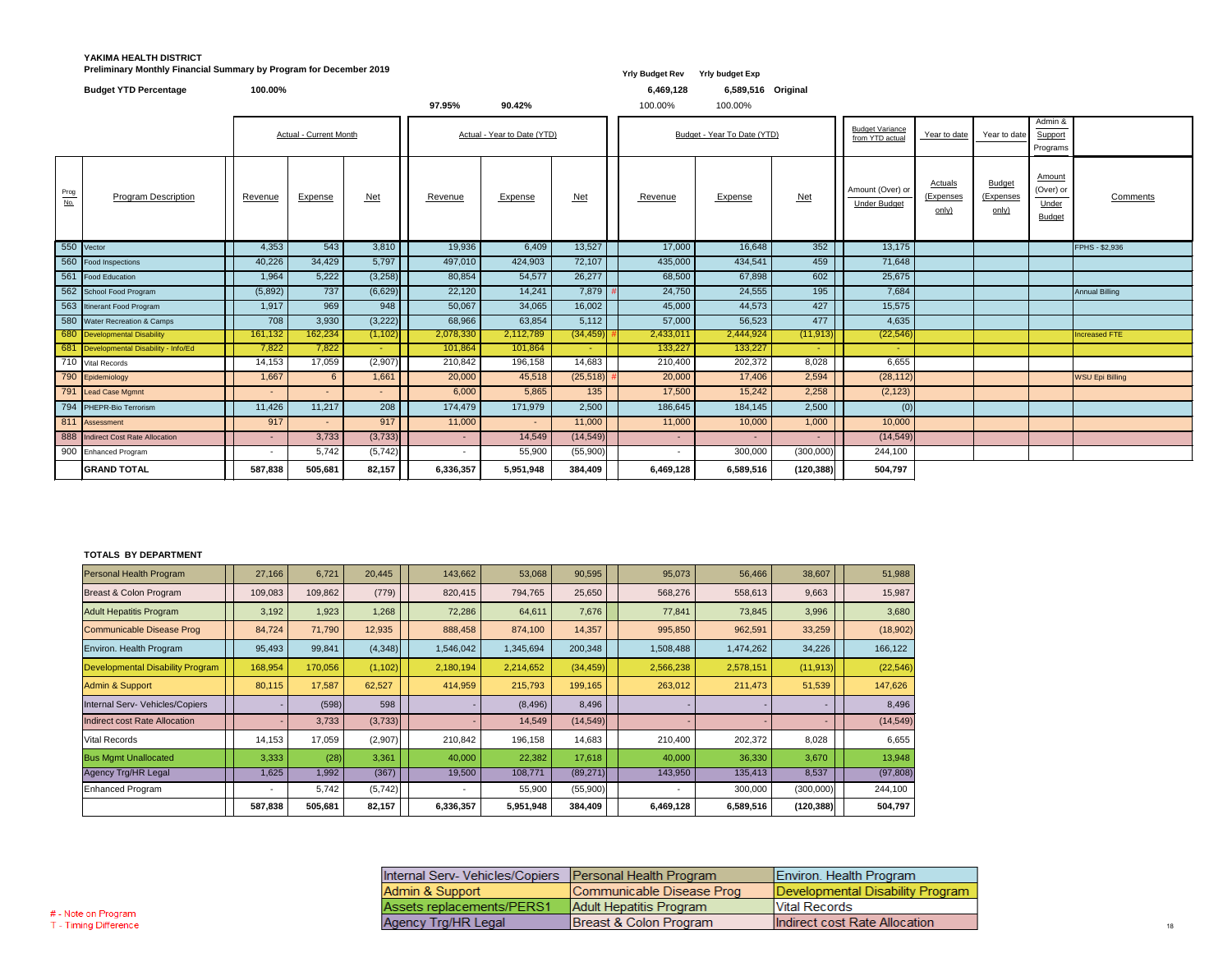**YAKIMA HEALTH DISTRICT**

**Preliminary Monthly Financial Summary by Program for December 2019**

**Budget YTD Percentage** **100.00%**

| | | Yrly Budget Rev | Yrly budget Exp | |
|---|---|---|---|---|
| | | 6,469,128 | 6,589,516 | Original |
| 97.95% | 90.42% | 100.00% | 100.00% | |

| Prog No. | Program Description | Actual - Current Month Revenue | Expense | Net | Actual - Year to Date (YTD) Revenue | Expense | Net | Budget - Year To Date (YTD) Revenue | Expense | Net | Budget Variance from YTD actual: Amount (Over) or Under Budget | Year to date Actuals (Expenses only) | Year to date Budget (Expenses only) | Admin & Support Programs Amount (Over) or Under Budget | Comments |
|---|---|---|---|---|---|---|---|---|---|---|---|---|---|---|---|
| 550 | Vector | 4,353 | 543 | 3,810 | 19,936 | 6,409 | 13,527 | 17,000 | 16,648 | 352 | 13,175 | | | | FPHS - $2,936 |
| 560 | Food Inspections | 40,226 | 34,429 | 5,797 | 497,010 | 424,903 | 72,107 | 435,000 | 434,541 | 459 | 71,648 | | | | |
| 561 | Food Education | 1,964 | 5,222 | (3,258) | 80,854 | 54,577 | 26,277 | 68,500 | 67,898 | 602 | 25,675 | | | | |
| 562 | School Food Program | (5,892) | 737 | (6,629) | 22,120 | 14,241 | 7,879 # | 24,750 | 24,555 | 195 | 7,684 | | | | Annual Billing |
| 563 | Itinerant Food Program | 1,917 | 969 | 948 | 50,067 | 34,065 | 16,002 | 45,000 | 44,573 | 427 | 15,575 | | | | |
| 580 | Water Recreation & Camps | 708 | 3,930 | (3,222) | 68,966 | 63,854 | 5,112 | 57,000 | 56,523 | 477 | 4,635 | | | | |
| 680 | Developmental Disability | 161,132 | 162,234 | (1,102) | 2,078,330 | 2,112,789 | (34,459) # | 2,433,011 | 2,444,924 | (11,913) | (22,546) | | | | Increased FTE |
| 681 | Developmental Disability - Info/Ed | 7,822 | 7,822 | - | 101,864 | 101,864 | - | 133,227 | 133,227 | - | - | | | | |
| 710 | Vital Records | 14,153 | 17,059 | (2,907) | 210,842 | 196,158 | 14,683 | 210,400 | 202,372 | 8,028 | 6,655 | | | | |
| 790 | Epidemiology | 1,667 | 6 | 1,661 | 20,000 | 45,518 | (25,518) # | 20,000 | 17,406 | 2,594 | (28,112) | | | | WSU Epi Billing |
| 791 | Lead Case Mgmnt | - | - | - | 6,000 | 5,865 | 135 | 17,500 | 15,242 | 2,258 | (2,123) | | | | |
| 794 | PHEPR-Bio Terrorism | 11,426 | 11,217 | 208 | 174,479 | 171,979 | 2,500 | 186,645 | 184,145 | 2,500 | (0) | | | | |
| 811 | Assessment | 917 | - | 917 | 11,000 | - | 11,000 | 11,000 | 10,000 | 1,000 | 10,000 | | | | |
| 888 | Indirect Cost Rate Allocation | - | 3,733 | (3,733) | - | 14,549 | (14,549) | - | - | - | (14,549) | | | | |
| 900 | Enhanced Program | - | 5,742 | (5,742) | - | 55,900 | (55,900) | - | 300,000 | (300,000) | 244,100 | | | | |
| | **GRAND TOTAL** | **587,838** | **505,681** | **82,157** | **6,336,357** | **5,951,948** | **384,409** | **6,469,128** | **6,589,516** | **(120,388)** | **504,797** | | | | |

**TOTALS BY DEPARTMENT**

| Department | Current Month Revenue | Expense | Net | YTD Revenue | Expense | Net | Budget YTD Revenue | Expense | Net | Budget Variance |
|---|---|---|---|---|---|---|---|---|---|---|
| Personal Health Program | 27,166 | 6,721 | 20,445 | 143,662 | 53,068 | 90,595 | 95,073 | 56,466 | 38,607 | 51,988 |
| Breast & Colon Program | 109,083 | 109,862 | (779) | 820,415 | 794,765 | 25,650 | 568,276 | 558,613 | 9,663 | 15,987 |
| Adult Hepatitis Program | 3,192 | 1,923 | 1,268 | 72,286 | 64,611 | 7,676 | 77,841 | 73,845 | 3,996 | 3,680 |
| Communicable Disease Prog | 84,724 | 71,790 | 12,935 | 888,458 | 874,100 | 14,357 | 995,850 | 962,591 | 33,259 | (18,902) |
| Environ. Health Program | 95,493 | 99,841 | (4,348) | 1,546,042 | 1,345,694 | 200,348 | 1,508,488 | 1,474,262 | 34,226 | 166,122 |
| Developmental Disability Program | 168,954 | 170,056 | (1,102) | 2,180,194 | 2,214,652 | (34,459) | 2,566,238 | 2,578,151 | (11,913) | (22,546) |
| Admin & Support | 80,115 | 17,587 | 62,527 | 414,959 | 215,793 | 199,165 | 263,012 | 211,473 | 51,539 | 147,626 |
| Internal Serv- Vehicles/Copiers | - | (598) | 598 | - | (8,496) | 8,496 | - | - | - | 8,496 |
| Indirect cost Rate Allocation | - | 3,733 | (3,733) | - | 14,549 | (14,549) | - | - | - | (14,549) |
| Vital Records | 14,153 | 17,059 | (2,907) | 210,842 | 196,158 | 14,683 | 210,400 | 202,372 | 8,028 | 6,655 |
| Bus Mgmt Unallocated | 3,333 | (28) | 3,361 | 40,000 | 22,382 | 17,618 | 40,000 | 36,330 | 3,670 | 13,948 |
| Agency Trg/HR Legal | 1,625 | 1,992 | (367) | 19,500 | 108,771 | (89,271) | 143,950 | 135,413 | 8,537 | (97,808) |
| Enhanced Program | - | 5,742 | (5,742) | - | 55,900 | (55,900) | - | 300,000 | (300,000) | 244,100 |
| | **587,838** | **505,681** | **82,157** | **6,336,357** | **5,951,948** | **384,409** | **6,469,128** | **6,589,516** | **(120,388)** | **504,797** |

| | | |
|---|---|---|
| Internal Serv- Vehicles/Copiers | Personal Health Program | Environ. Health Program |
| Admin & Support | Communicable Disease Prog | Developmental Disability Program |
| Assets replacements/PERS1 | Adult Hepatitis Program | Vital Records |
| Agency Trg/HR Legal | Breast & Colon Program | Indirect cost Rate Allocation |

# - Note on Program
T - Timing Difference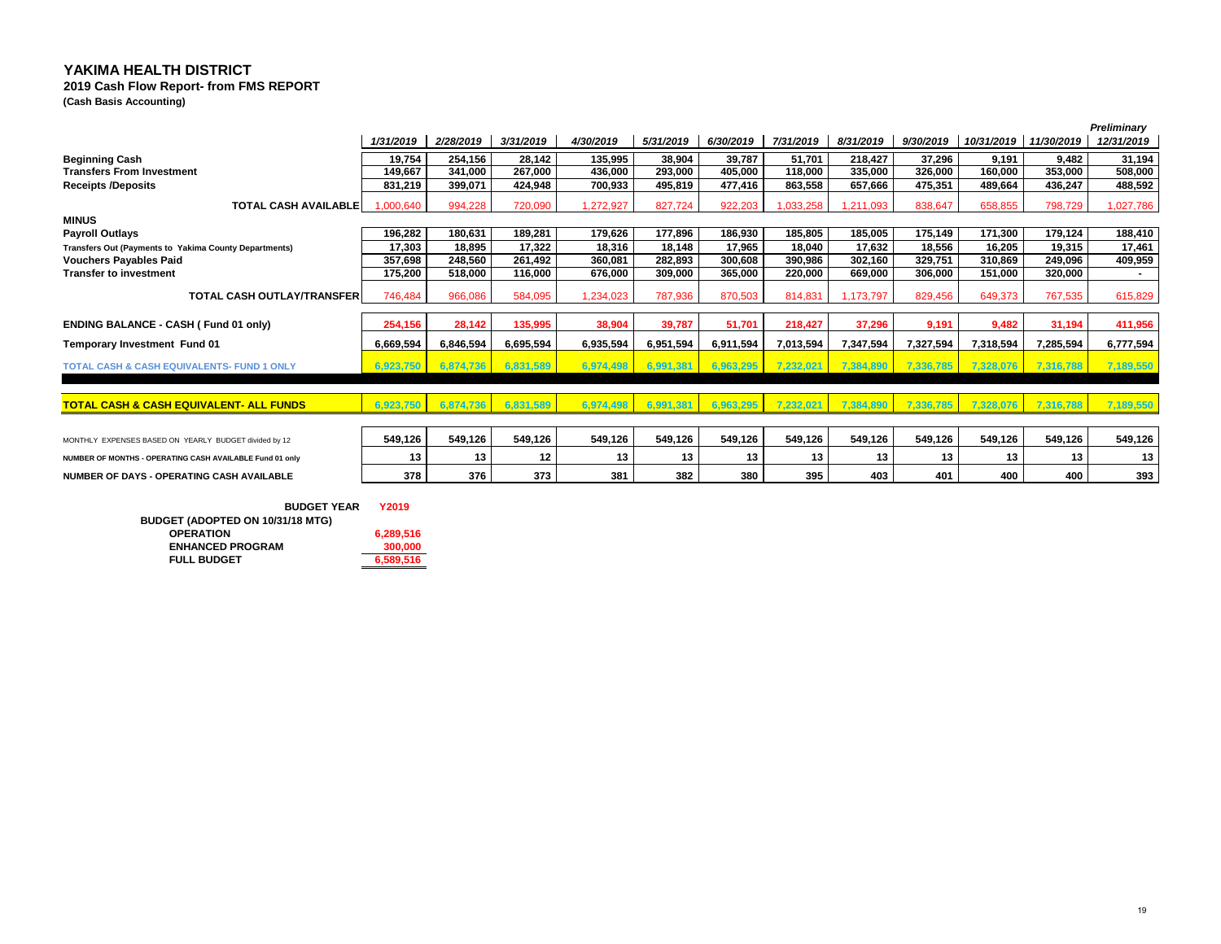# YAKIMA HEALTH DISTRICT

**2019 Cash Flow Report- from FMS REPORT**

**(Cash Basis Accounting)**

| | 1/31/2019 | 2/28/2019 | 3/31/2019 | 4/30/2019 | 5/31/2019 | 6/30/2019 | 7/31/2019 | 8/31/2019 | 9/30/2019 | 10/31/2019 | 11/30/2019 | *Preliminary* 12/31/2019 |
|---|---|---|---|---|---|---|---|---|---|---|---|---|
| **Beginning Cash** | 19,754 | 254,156 | 28,142 | 135,995 | 38,904 | 39,787 | 51,701 | 218,427 | 37,296 | 9,191 | 9,482 | 31,194 |
| **Transfers From Investment** | 149,667 | 341,000 | 267,000 | 436,000 | 293,000 | 405,000 | 118,000 | 335,000 | 326,000 | 160,000 | 353,000 | 508,000 |
| **Receipts /Deposits** | 831,219 | 399,071 | 424,948 | 700,933 | 495,819 | 477,416 | 863,558 | 657,666 | 475,351 | 489,664 | 436,247 | 488,592 |
| **TOTAL CASH AVAILABLE** | 1,000,640 | 994,228 | 720,090 | 1,272,927 | 827,724 | 922,203 | 1,033,258 | 1,211,093 | 838,647 | 658,855 | 798,729 | 1,027,786 |
| **MINUS** | | | | | | | | | | | | |
| **Payroll Outlays** | 196,282 | 180,631 | 189,281 | 179,626 | 177,896 | 186,930 | 185,805 | 185,005 | 175,149 | 171,300 | 179,124 | 188,410 |
| **Transfers Out (Payments to Yakima County Departments)** | 17,303 | 18,895 | 17,322 | 18,316 | 18,148 | 17,965 | 18,040 | 17,632 | 18,556 | 16,205 | 19,315 | 17,461 |
| **Vouchers Payables Paid** | 357,698 | 248,560 | 261,492 | 360,081 | 282,893 | 300,608 | 390,986 | 302,160 | 329,751 | 310,869 | 249,096 | 409,959 |
| **Transfer to investment** | 175,200 | 518,000 | 116,000 | 676,000 | 309,000 | 365,000 | 220,000 | 669,000 | 306,000 | 151,000 | 320,000 | - |
| **TOTAL CASH OUTLAY/TRANSFER** | 746,484 | 966,086 | 584,095 | 1,234,023 | 787,936 | 870,503 | 814,831 | 1,173,797 | 829,456 | 649,373 | 767,535 | 615,829 |
| **ENDING BALANCE - CASH ( Fund 01 only)** | 254,156 | 28,142 | 135,995 | 38,904 | 39,787 | 51,701 | 218,427 | 37,296 | 9,191 | 9,482 | 31,194 | 411,956 |
| **Temporary Investment Fund 01** | 6,669,594 | 6,846,594 | 6,695,594 | 6,935,594 | 6,951,594 | 6,911,594 | 7,013,594 | 7,347,594 | 7,327,594 | 7,318,594 | 7,285,594 | 6,777,594 |
| **TOTAL CASH & CASH EQUIVALENTS- FUND 1 ONLY** | 6,923,750 | 6,874,736 | 6,831,589 | 6,974,498 | 6,991,381 | 6,963,295 | 7,232,021 | 7,384,890 | 7,336,785 | 7,328,076 | 7,316,788 | 7,189,550 |
| **TOTAL CASH & CASH EQUIVALENT- ALL FUNDS** | 6,923,750 | 6,874,736 | 6,831,589 | 6,974,498 | 6,991,381 | 6,963,295 | 7,232,021 | 7,384,890 | 7,336,785 | 7,328,076 | 7,316,788 | 7,189,550 |
| MONTHLY EXPENSES BASED ON YEARLY BUDGET divided by 12 | 549,126 | 549,126 | 549,126 | 549,126 | 549,126 | 549,126 | 549,126 | 549,126 | 549,126 | 549,126 | 549,126 | 549,126 |
| **NUMBER OF MONTHS - OPERATING CASH AVAILABLE Fund 01 only** | 13 | 13 | 12 | 13 | 13 | 13 | 13 | 13 | 13 | 13 | 13 | 13 |
| **NUMBER OF DAYS - OPERATING CASH AVAILABLE** | 378 | 376 | 373 | 381 | 382 | 380 | 395 | 403 | 401 | 400 | 400 | 393 |

| | |
|---|---|
| **BUDGET YEAR** | **Y2019** |
| **BUDGET (ADOPTED ON 10/31/18 MTG)** | |
| **OPERATION** | 6,289,516 |
| **ENHANCED PROGRAM** | 300,000 |
| **FULL BUDGET** | 6,589,516 |